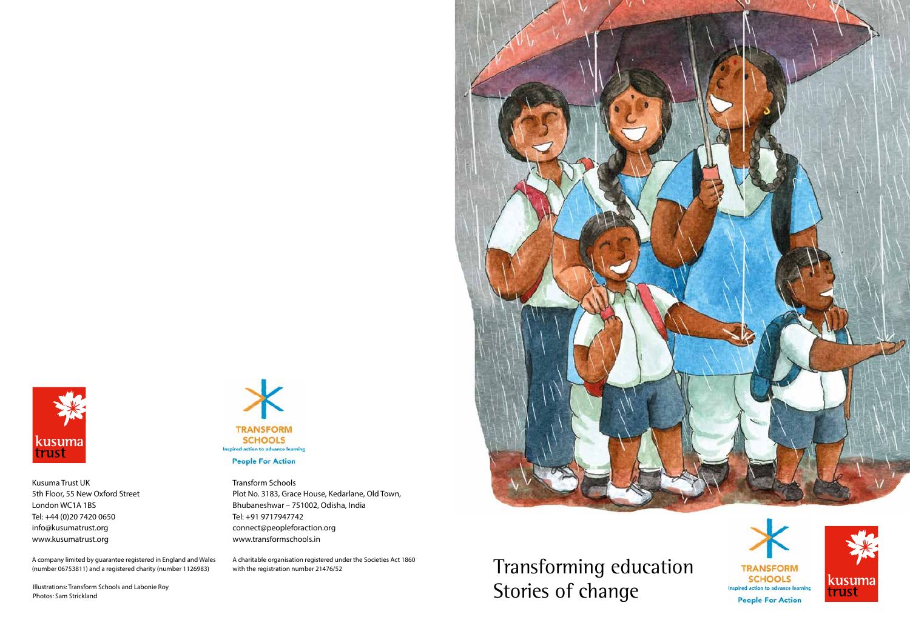# Transforming education
## Stories of change

kusuma trust

TRANSFORM SCHOOLS
Inspired action to advance learning
People For Action

Kusuma Trust UK
5th Floor, 55 New Oxford Street
London WC1A 1BS
Tel: +44 (0)20 7420 0650
info@kusumatrust.org
www.kusumatrust.org

A company limited by guarantee registered in England and Wales (number 06753811) and a registered charity (number 1126983)

Transform Schools
Plot No. 3183, Grace House, Kedarlane, Old Town, Bhubaneshwar – 751002, Odisha, India
Tel: +91 9717947742
connect@peopleforaction.org
www.transformschools.in

A charitable organisation registered under the Societies Act 1860 with the registration number 21476/52

Illustrations: Transform Schools and Labonie Roy
Photos: Sam Strickland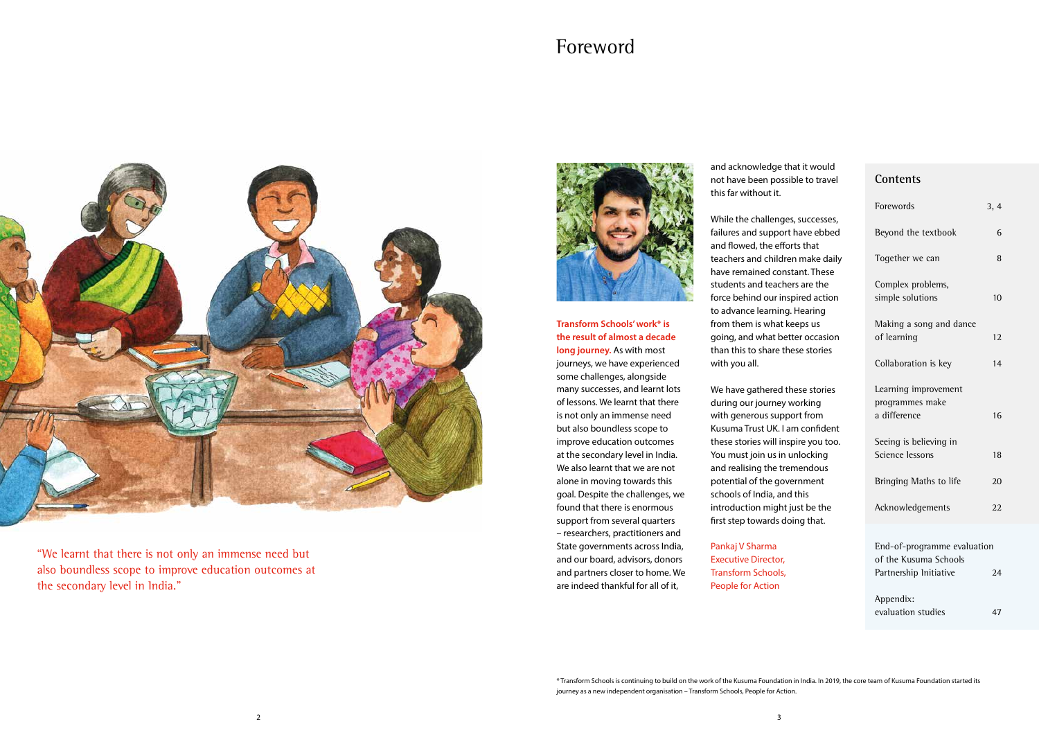"We learnt that there is not only an immense need but also boundless scope to improve education outcomes at the secondary level in India."

# Foreword

**Transform Schools' work* is the result of almost a decade long journey.** As with most journeys, we have experienced some challenges, alongside many successes, and learnt lots of lessons. We learnt that there is not only an immense need but also boundless scope to improve education outcomes at the secondary level in India. We also learnt that we are not alone in moving towards this goal. Despite the challenges, we found that there is enormous support from several quarters – researchers, practitioners and State governments across India, and our board, advisors, donors and partners closer to home. We are indeed thankful for all of it, and acknowledge that it would not have been possible to travel this far without it.

While the challenges, successes, failures and support have ebbed and flowed, the efforts that teachers and children make daily have remained constant. These students and teachers are the force behind our inspired action to advance learning. Hearing from them is what keeps us going, and what better occasion than this to share these stories with you all.

We have gathered these stories during our journey working with generous support from Kusuma Trust UK. I am confident these stories will inspire you too. You must join us in unlocking and realising the tremendous potential of the government schools of India, and this introduction might just be the first step towards doing that.

Pankaj V Sharma
Executive Director,
Transform Schools,
People for Action

## Contents

| | |
|---|---|
| Forewords | 3, 4 |
| Beyond the textbook | 6 |
| Together we can | 8 |
| Complex problems, simple solutions | 10 |
| Making a song and dance of learning | 12 |
| Collaboration is key | 14 |
| Learning improvement programmes make a difference | 16 |
| Seeing is believing in Science lessons | 18 |
| Bringing Maths to life | 20 |
| Acknowledgements | 22 |
| End-of-programme evaluation of the Kusuma Schools Partnership Initiative | 24 |
| Appendix: evaluation studies | 47 |

\* Transform Schools is continuing to build on the work of the Kusuma Foundation in India. In 2019, the core team of Kusuma Foundation started its journey as a new independent organisation – Transform Schools, People for Action.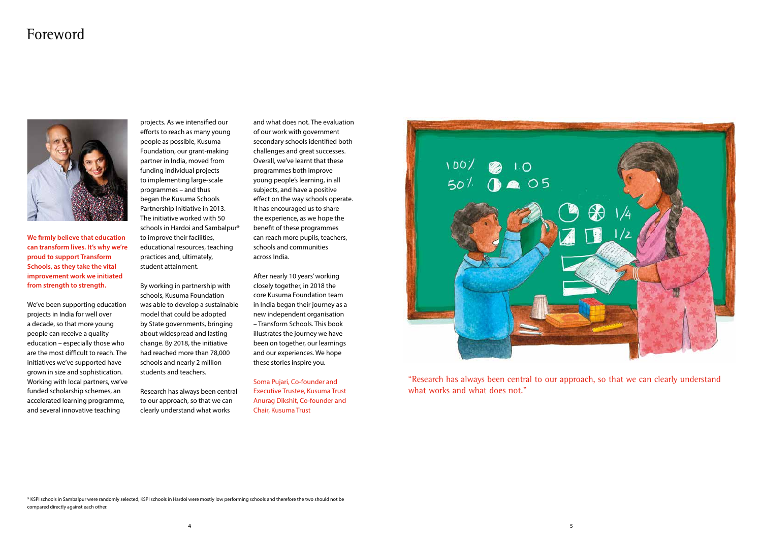# Foreword

**We firmly believe that education can transform lives. It's why we're proud to support Transform Schools, as they take the vital improvement work we initiated from strength to strength.**

We've been supporting education projects in India for well over a decade, so that more young people can receive a quality education – especially those who are the most difficult to reach. The initiatives we've supported have grown in size and sophistication. Working with local partners, we've funded scholarship schemes, an accelerated learning programme, and several innovative teaching projects. As we intensified our efforts to reach as many young people as possible, Kusuma Foundation, our grant-making partner in India, moved from funding individual projects to implementing large-scale programmes – and thus began the Kusuma Schools Partnership Initiative in 2013. The initiative worked with 50 schools in Hardoi and Sambalpur* to improve their facilities, educational resources, teaching practices and, ultimately, student attainment.

By working in partnership with schools, Kusuma Foundation was able to develop a sustainable model that could be adopted by State governments, bringing about widespread and lasting change. By 2018, the initiative had reached more than 78,000 schools and nearly 2 million students and teachers.

Research has always been central to our approach, so that we can clearly understand what works and what does not. The evaluation of our work with government secondary schools identified both challenges and great successes. Overall, we've learnt that these programmes both improve young people's learning, in all subjects, and have a positive effect on the way schools operate. It has encouraged us to share the experience, as we hope the benefit of these programmes can reach more pupils, teachers, schools and communities across India.

After nearly 10 years' working closely together, in 2018 the core Kusuma Foundation team in India began their journey as a new independent organisation – Transform Schools. This book illustrates the journey we have been on together, our learnings and our experiences. We hope these stories inspire you.

Soma Pujari, Co-founder and Executive Trustee, Kusuma Trust
Anurag Dikshit, Co-founder and Chair, Kusuma Trust

"Research has always been central to our approach, so that we can clearly understand what works and what does not."

\* KSPI schools in Sambalpur were randomly selected, KSPI schools in Hardoi were mostly low performing schools and therefore the two should not be compared directly against each other.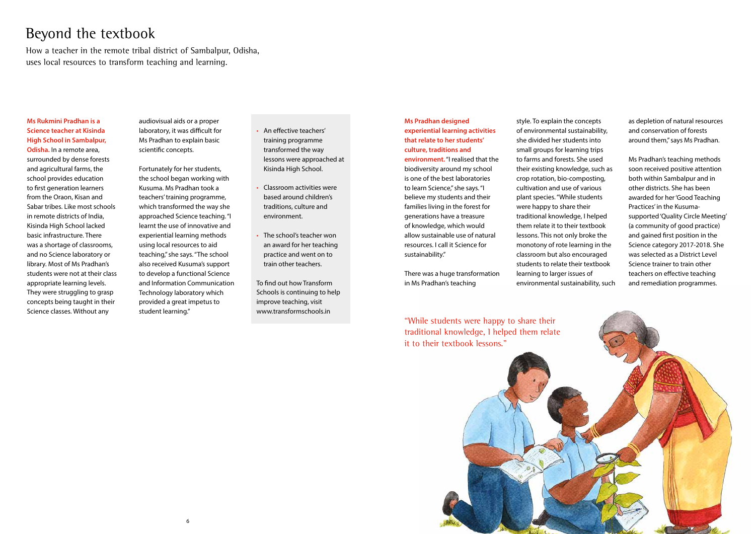# Beyond the textbook

How a teacher in the remote tribal district of Sambalpur, Odisha, uses local resources to transform teaching and learning.

**Ms Rukmini Pradhan is a Science teacher at Kisinda High School in Sambalpur, Odisha.** In a remote area, surrounded by dense forests and agricultural farms, the school provides education to first generation learners from the Oraon, Kisan and Sabar tribes. Like most schools in remote districts of India, Kisinda High School lacked basic infrastructure. There was a shortage of classrooms, and no Science laboratory or library. Most of Ms Pradhan's students were not at their class appropriate learning levels. They were struggling to grasp concepts being taught in their Science classes. Without any audiovisual aids or a proper laboratory, it was difficult for Ms Pradhan to explain basic scientific concepts.

Fortunately for her students, the school began working with Kusuma. Ms Pradhan took a teachers' training programme, which transformed the way she approached Science teaching. "I learnt the use of innovative and experiential learning methods using local resources to aid teaching," she says. "The school also received Kusuma's support to develop a functional Science and Information Communication Technology laboratory which provided a great impetus to student learning."

- An effective teachers' training programme transformed the way lessons were approached at Kisinda High School.
- Classroom activities were based around children's traditions, culture and environment.
- The school's teacher won an award for her teaching practice and went on to train other teachers.

To find out how Transform Schools is continuing to help improve teaching, visit www.transformschools.in

**Ms Pradhan designed experiential learning activities that relate to her students' culture, traditions and environment.** "I realised that the biodiversity around my school is one of the best laboratories to learn Science," she says. "I believe my students and their families living in the forest for generations have a treasure of knowledge, which would allow sustainable use of natural resources. I call it Science for sustainability."

There was a huge transformation in Ms Pradhan's teaching style. To explain the concepts of environmental sustainability, she divided her students into small groups for learning trips to farms and forests. She used their existing knowledge, such as crop rotation, bio-composting, cultivation and use of various plant species. "While students were happy to share their traditional knowledge, I helped them relate it to their textbook lessons. This not only broke the monotony of rote learning in the classroom but also encouraged students to relate their textbook learning to larger issues of environmental sustainability, such as depletion of natural resources and conservation of forests around them," says Ms Pradhan.

Ms Pradhan's teaching methods soon received positive attention both within Sambalpur and in other districts. She has been awarded for her 'Good Teaching Practices' in the Kusuma-supported 'Quality Circle Meeting' (a community of good practice) and gained first position in the Science category 2017-2018. She was selected as a District Level Science trainer to train other teachers on effective teaching and remediation programmes.

"While students were happy to share their traditional knowledge, I helped them relate it to their textbook lessons."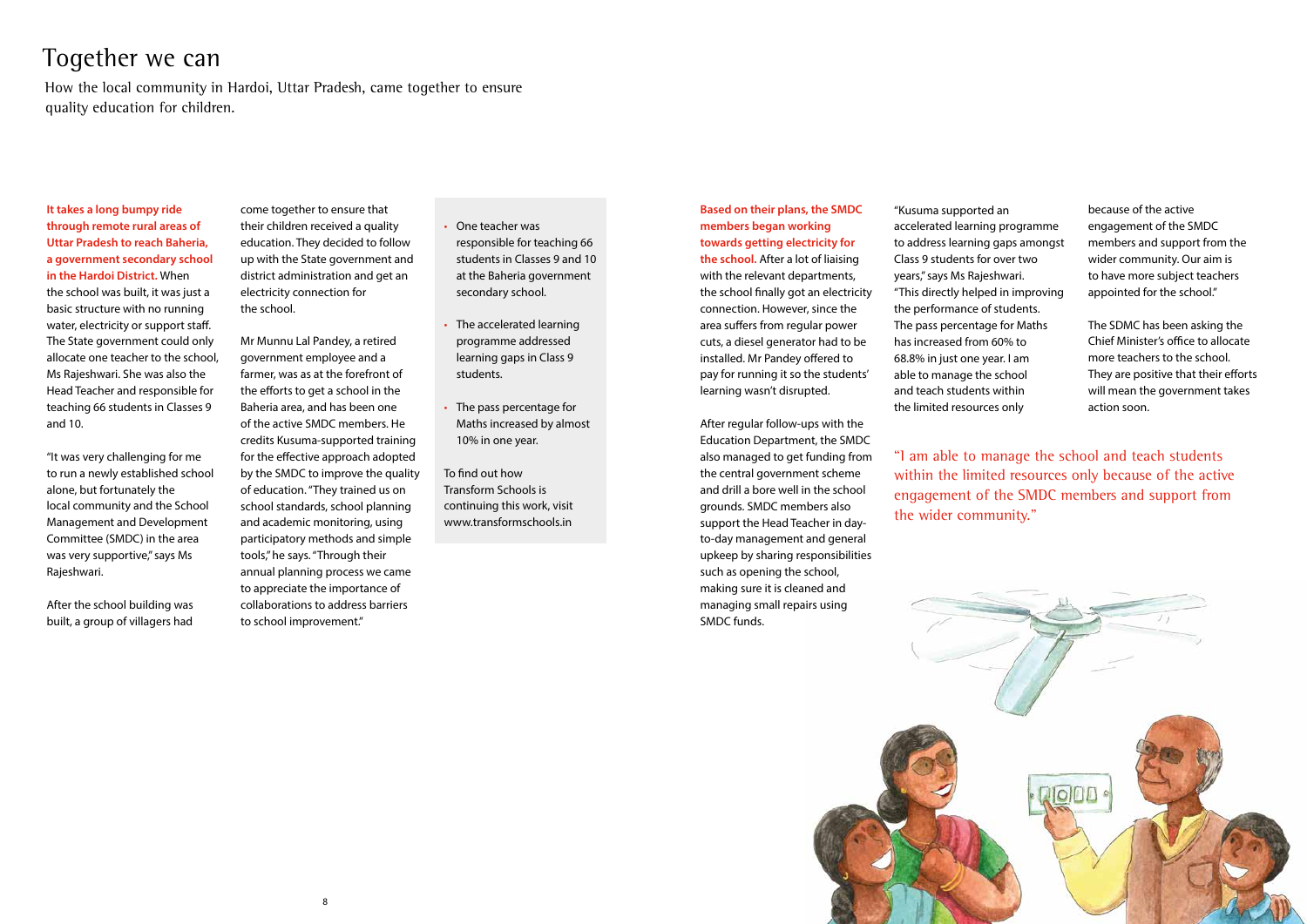# Together we can

How the local community in Hardoi, Uttar Pradesh, came together to ensure quality education for children.

**It takes a long bumpy ride through remote rural areas of Uttar Pradesh to reach Baheria, a government secondary school in the Hardoi District.** When the school was built, it was just a basic structure with no running water, electricity or support staff. The State government could only allocate one teacher to the school, Ms Rajeshwari. She was also the Head Teacher and responsible for teaching 66 students in Classes 9 and 10.

"It was very challenging for me to run a newly established school alone, but fortunately the local community and the School Management and Development Committee (SMDC) in the area was very supportive," says Ms Rajeshwari.

After the school building was built, a group of villagers had come together to ensure that their children received a quality education. They decided to follow up with the State government and district administration and get an electricity connection for the school.

Mr Munnu Lal Pandey, a retired government employee and a farmer, was as at the forefront of the efforts to get a school in the Baheria area, and has been one of the active SMDC members. He credits Kusuma-supported training for the effective approach adopted by the SMDC to improve the quality of education. "They trained us on school standards, school planning and academic monitoring, using participatory methods and simple tools," he says. "Through their annual planning process we came to appreciate the importance of collaborations to address barriers to school improvement."

- One teacher was responsible for teaching 66 students in Classes 9 and 10 at the Baheria government secondary school.
- The accelerated learning programme addressed learning gaps in Class 9 students.
- The pass percentage for Maths increased by almost 10% in one year.

To find out how Transform Schools is continuing this work, visit www.transformschools.in

**Based on their plans, the SMDC members began working towards getting electricity for the school.** After a lot of liaising with the relevant departments, the school finally got an electricity connection. However, since the area suffers from regular power cuts, a diesel generator had to be installed. Mr Pandey offered to pay for running it so the students' learning wasn't disrupted.

After regular follow-ups with the Education Department, the SMDC also managed to get funding from the central government scheme and drill a bore well in the school grounds. SMDC members also support the Head Teacher in day-to-day management and general upkeep by sharing responsibilities such as opening the school, making sure it is cleaned and managing small repairs using SMDC funds.

"Kusuma supported an accelerated learning programme to address learning gaps amongst Class 9 students for over two years," says Ms Rajeshwari. "This directly helped in improving the performance of students. The pass percentage for Maths has increased from 60% to 68.8% in just one year. I am able to manage the school and teach students within the limited resources only because of the active engagement of the SMDC members and support from the wider community. Our aim is to have more subject teachers appointed for the school."

The SDMC has been asking the Chief Minister's office to allocate more teachers to the school. They are positive that their efforts will mean the government takes action soon.

"I am able to manage the school and teach students within the limited resources only because of the active engagement of the SMDC members and support from the wider community."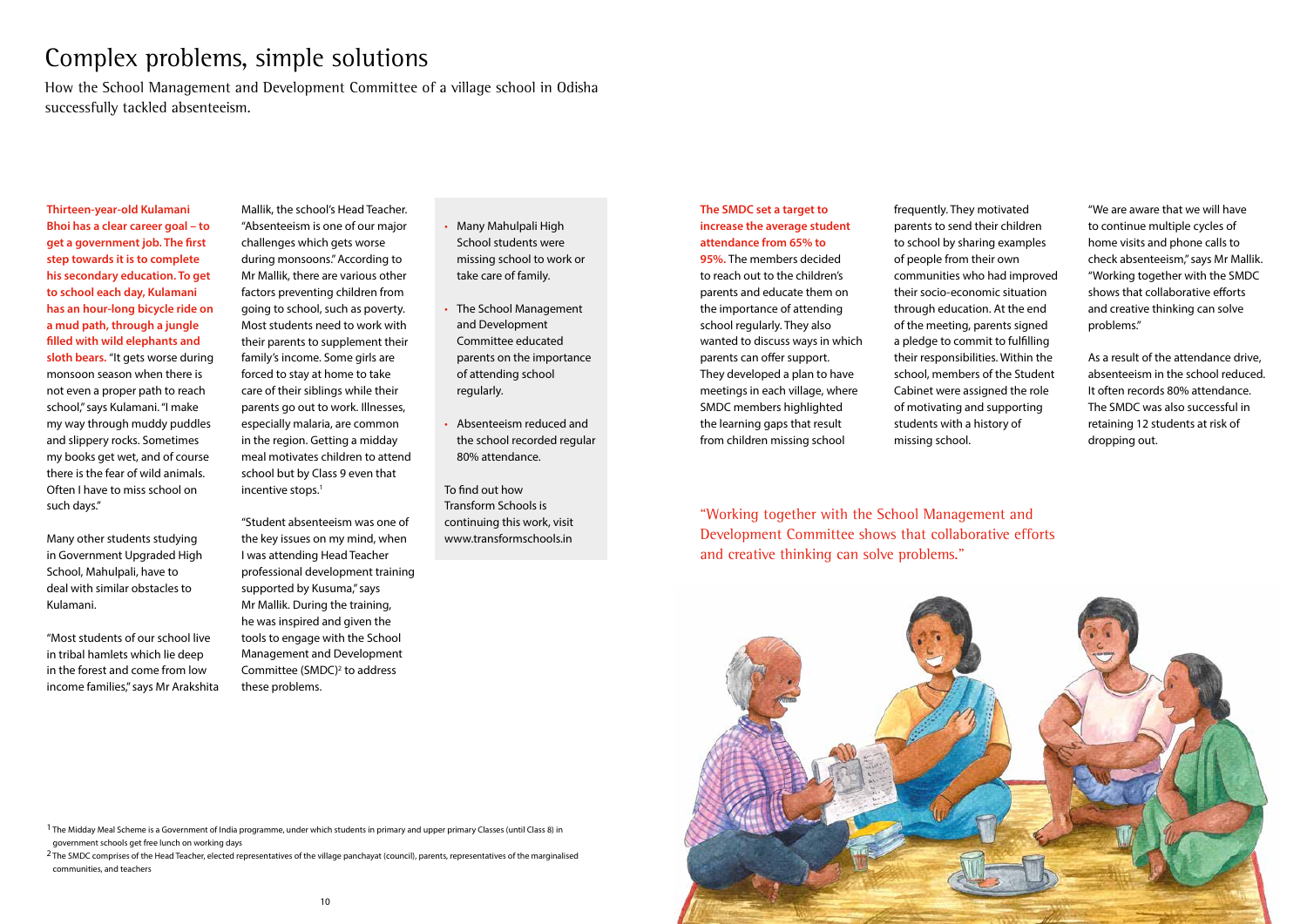# Complex problems, simple solutions

How the School Management and Development Committee of a village school in Odisha successfully tackled absenteeism.

**Thirteen-year-old Kulamani Bhoi has a clear career goal – to get a government job. The first step towards it is to complete his secondary education. To get to school each day, Kulamani has an hour-long bicycle ride on a mud path, through a jungle filled with wild elephants and sloth bears.** "It gets worse during monsoon season when there is not even a proper path to reach school," says Kulamani. "I make my way through muddy puddles and slippery rocks. Sometimes my books get wet, and of course there is the fear of wild animals. Often I have to miss school on such days."

Many other students studying in Government Upgraded High School, Mahulpali, have to deal with similar obstacles to Kulamani.

"Most students of our school live in tribal hamlets which lie deep in the forest and come from low income families," says Mr Arakshita Mallik, the school's Head Teacher. "Absenteeism is one of our major challenges which gets worse during monsoons." According to Mr Mallik, there are various other factors preventing children from going to school, such as poverty. Most students need to work with their parents to supplement their family's income. Some girls are forced to stay at home to take care of their siblings while their parents go out to work. Illnesses, especially malaria, are common in the region. Getting a midday meal motivates children to attend school but by Class 9 even that incentive stops.[1]

"Student absenteeism was one of the key issues on my mind, when I was attending Head Teacher professional development training supported by Kusuma," says Mr Mallik. During the training, he was inspired and given the tools to engage with the School Management and Development Committee (SMDC)[2] to address these problems.

- Many Mahulpali High School students were missing school to work or take care of family.
- The School Management and Development Committee educated parents on the importance of attending school regularly.
- Absenteeism reduced and the school recorded regular 80% attendance.

To find out how Transform Schools is continuing this work, visit www.transformschools.in

**The SMDC set a target to increase the average student attendance from 65% to 95%.** The members decided to reach out to the children's parents and educate them on the importance of attending school regularly. They also wanted to discuss ways in which parents can offer support. They developed a plan to have meetings in each village, where SMDC members highlighted the learning gaps that result from children missing school frequently. They motivated parents to send their children to school by sharing examples of people from their own communities who had improved their socio-economic situation through education. At the end of the meeting, parents signed a pledge to commit to fulfilling their responsibilities. Within the school, members of the Student Cabinet were assigned the role of motivating and supporting students with a history of missing school.

"We are aware that we will have to continue multiple cycles of home visits and phone calls to check absenteeism," says Mr Mallik. "Working together with the SMDC shows that collaborative efforts and creative thinking can solve problems."

As a result of the attendance drive, absenteeism in the school reduced. It often records 80% attendance. The SMDC was also successful in retaining 12 students at risk of dropping out.

"Working together with the School Management and Development Committee shows that collaborative efforts and creative thinking can solve problems."

[1] The Midday Meal Scheme is a Government of India programme, under which students in primary and upper primary Classes (until Class 8) in government schools get free lunch on working days

[2] The SMDC comprises of the Head Teacher, elected representatives of the village panchayat (council), parents, representatives of the marginalised communities, and teachers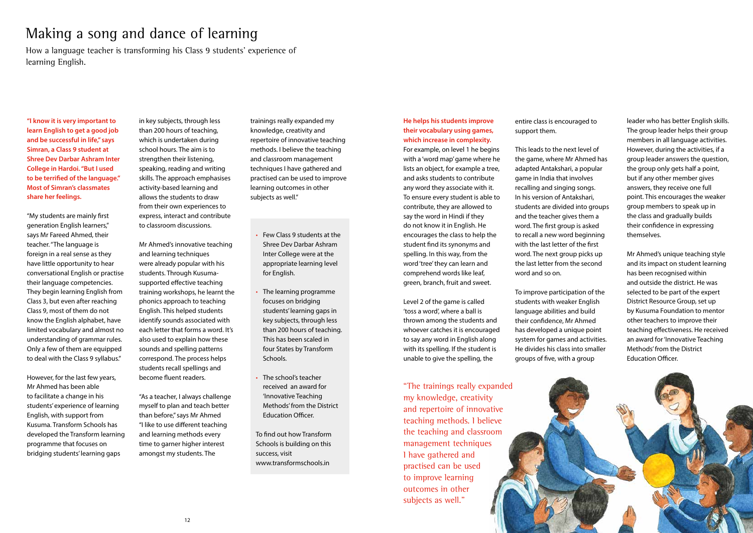# Making a song and dance of learning

How a language teacher is transforming his Class 9 students' experience of learning English.

**"I know it is very important to learn English to get a good job and be successful in life," says Simran, a Class 9 student at Shree Dev Darbar Ashram Inter College in Hardoi. "But I used to be terrified of the language." Most of Simran's classmates share her feelings.**

"My students are mainly first generation English learners," says Mr Fareed Ahmed, their teacher. "The language is foreign in a real sense as they have little opportunity to hear conversational English or practise their language competencies. They begin learning English from Class 3, but even after reaching Class 9, most of them do not know the English alphabet, have limited vocabulary and almost no understanding of grammar rules. Only a few of them are equipped to deal with the Class 9 syllabus."

However, for the last few years, Mr Ahmed has been able to facilitate a change in his students' experience of learning English, with support from Kusuma. Transform Schools has developed the Transform learning programme that focuses on bridging students' learning gaps in key subjects, through less than 200 hours of teaching, which is undertaken during school hours. The aim is to strengthen their listening, speaking, reading and writing skills. The approach emphasises activity-based learning and allows the students to draw from their own experiences to express, interact and contribute to classroom discussions.

Mr Ahmed's innovative teaching and learning techniques were already popular with his students. Through Kusuma-supported effective teaching training workshops, he learnt the phonics approach to teaching English. This helped students identify sounds associated with each letter that forms a word. It's also used to explain how these sounds and spelling patterns correspond. The process helps students recall spellings and become fluent readers.

"As a teacher, I always challenge myself to plan and teach better than before," says Mr Ahmed "I like to use different teaching and learning methods every time to garner higher interest amongst my students. The trainings really expanded my knowledge, creativity and repertoire of innovative teaching methods. I believe the teaching and classroom management techniques I have gathered and practised can be used to improve learning outcomes in other subjects as well."

- Few Class 9 students at the Shree Dev Darbar Ashram Inter College were at the appropriate learning level for English.
- The learning programme focuses on bridging students' learning gaps in key subjects, through less than 200 hours of teaching. This has been scaled in four States by Transform Schools.
- The school's teacher received an award for 'Innovative Teaching Methods' from the District Education Officer.

To find out how Transform Schools is building on this success, visit www.transformschools.in

**He helps his students improve their vocabulary using games, which increase in complexity.**
For example, on level 1 he begins with a 'word map' game where he lists an object, for example a tree, and asks students to contribute any word they associate with it. To ensure every student is able to contribute, they are allowed to say the word in Hindi if they do not know it in English. He encourages the class to help the student find its synonyms and spelling. In this way, from the word 'tree' they can learn and comprehend words like leaf, green, branch, fruit and sweet.

Level 2 of the game is called 'toss a word', where a ball is thrown among the students and whoever catches it is encouraged to say any word in English along with its spelling. If the student is unable to give the spelling, the entire class is encouraged to support them.

This leads to the next level of the game, where Mr Ahmed has adapted Antakshari, a popular game in India that involves recalling and singing songs. In his version of Antakshari, students are divided into groups and the teacher gives them a word. The first group is asked to recall a new word beginning with the last letter of the first word. The next group picks up the last letter from the second word and so on.

To improve participation of the students with weaker English language abilities and build their confidence, Mr Ahmed has developed a unique point system for games and activities. He divides his class into smaller groups of five, with a group leader who has better English skills. The group leader helps their group members in all language activities. However, during the activities, if a group leader answers the question, the group only gets half a point, but if any other member gives answers, they receive one full point. This encourages the weaker group members to speak up in the class and gradually builds their confidence in expressing themselves.

Mr Ahmed's unique teaching style and its impact on student learning has been recognised within and outside the district. He was selected to be part of the expert District Resource Group, set up by Kusuma Foundation to mentor other teachers to improve their teaching effectiveness. He received an award for 'Innovative Teaching Methods' from the District Education Officer.

"The trainings really expanded my knowledge, creativity and repertoire of innovative teaching methods. I believe the teaching and classroom management techniques I have gathered and practised can be used to improve learning outcomes in other subjects as well."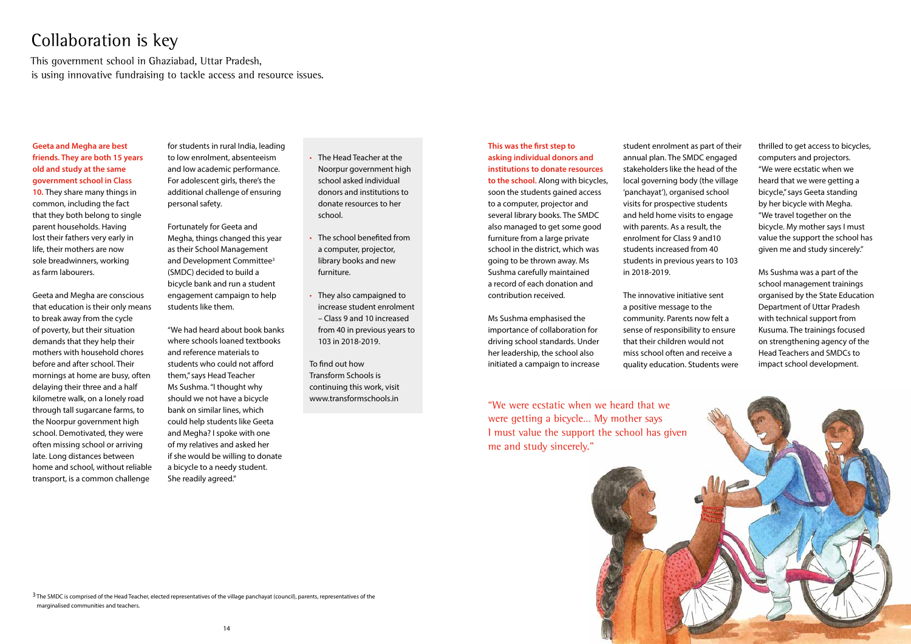# Collaboration is key

This government school in Ghaziabad, Uttar Pradesh, is using innovative fundraising to tackle access and resource issues.

**Geeta and Megha are best friends. They are both 15 years old and study at the same government school in Class 10.** They share many things in common, including the fact that they both belong to single parent households. Having lost their fathers very early in life, their mothers are now sole breadwinners, working as farm labourers.

Geeta and Megha are conscious that education is their only means to break away from the cycle of poverty, but their situation demands that they help their mothers with household chores before and after school. Their mornings at home are busy, often delaying their three and a half kilometre walk, on a lonely road through tall sugarcane farms, to the Noorpur government high school. Demotivated, they were often missing school or arriving late. Long distances between home and school, without reliable transport, is a common challenge for students in rural India, leading to low enrolment, absenteeism and low academic performance. For adolescent girls, there's the additional challenge of ensuring personal safety.

Fortunately for Geeta and Megha, things changed this year as their School Management and Development Committee[3] (SMDC) decided to build a bicycle bank and run a student engagement campaign to help students like them.

"We had heard about book banks where schools loaned textbooks and reference materials to students who could not afford them," says Head Teacher Ms Sushma. "I thought why should we not have a bicycle bank on similar lines, which could help students like Geeta and Megha? I spoke with one of my relatives and asked her if she would be willing to donate a bicycle to a needy student. She readily agreed."

- The Head Teacher at the Noorpur government high school asked individual donors and institutions to donate resources to her school.
- The school benefited from a computer, projector, library books and new furniture.
- They also campaigned to increase student enrolment – Class 9 and 10 increased from 40 in previous years to 103 in 2018-2019.

To find out how Transform Schools is continuing this work, visit www.transformschools.in

**This was the first step to asking individual donors and institutions to donate resources to the school.** Along with bicycles, soon the students gained access to a computer, projector and several library books. The SMDC also managed to get some good furniture from a large private school in the district, which was going to be thrown away. Ms Sushma carefully maintained a record of each donation and contribution received.

Ms Sushma emphasised the importance of collaboration for driving school standards. Under her leadership, the school also initiated a campaign to increase student enrolment as part of their annual plan. The SMDC engaged stakeholders like the head of the local governing body (the village 'panchayat'), organised school visits for prospective students and held home visits to engage with parents. As a result, the enrolment for Class 9 and10 students increased from 40 students in previous years to 103 in 2018-2019.

The innovative initiative sent a positive message to the community. Parents now felt a sense of responsibility to ensure that their children would not miss school often and receive a quality education. Students were thrilled to get access to bicycles, computers and projectors. "We were ecstatic when we heard that we were getting a bicycle," says Geeta standing by her bicycle with Megha. "We travel together on the bicycle. My mother says I must value the support the school has given me and study sincerely."

Ms Sushma was a part of the school management trainings organised by the State Education Department of Uttar Pradesh with technical support from Kusuma. The trainings focused on strengthening agency of the Head Teachers and SMDCs to impact school development.

"We were ecstatic when we heard that we were getting a bicycle... My mother says I must value the support the school has given me and study sincerely."

[3] The SMDC is comprised of the Head Teacher, elected representatives of the village panchayat (council), parents, representatives of the marginalised communities and teachers.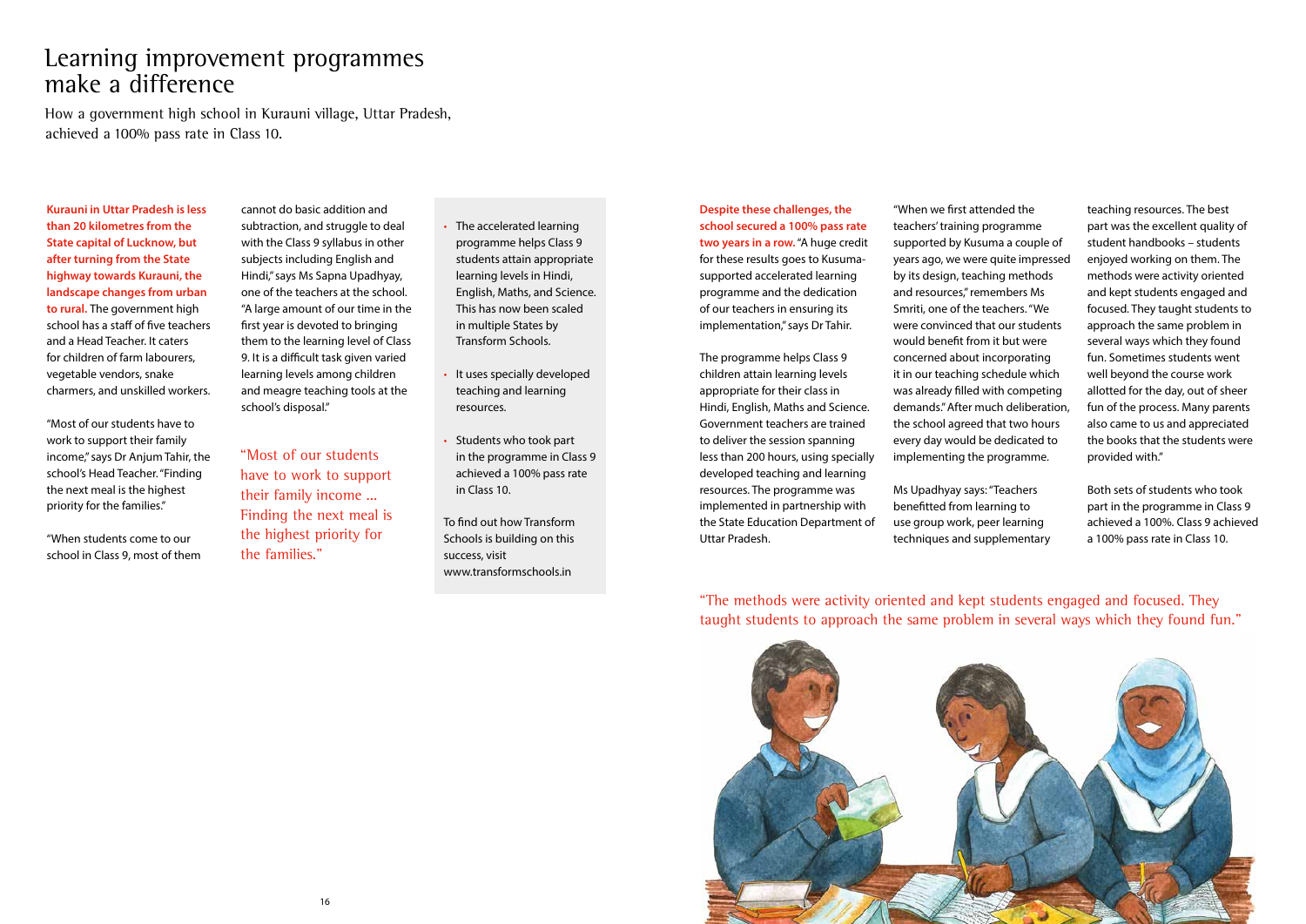# Learning improvement programmes make a difference

How a government high school in Kurauni village, Uttar Pradesh, achieved a 100% pass rate in Class 10.

**Kurauni in Uttar Pradesh is less than 20 kilometres from the State capital of Lucknow, but after turning from the State highway towards Kurauni, the landscape changes from urban to rural.** The government high school has a staff of five teachers and a Head Teacher. It caters for children of farm labourers, vegetable vendors, snake charmers, and unskilled workers.

"Most of our students have to work to support their family income," says Dr Anjum Tahir, the school's Head Teacher. "Finding the next meal is the highest priority for the families."

"When students come to our school in Class 9, most of them cannot do basic addition and subtraction, and struggle to deal with the Class 9 syllabus in other subjects including English and Hindi," says Ms Sapna Upadhyay, one of the teachers at the school. "A large amount of our time in the first year is devoted to bringing them to the learning level of Class 9. It is a difficult task given varied learning levels among children and meagre teaching tools at the school's disposal."

"Most of our students have to work to support their family income ... Finding the next meal is the highest priority for the families."

- The accelerated learning programme helps Class 9 students attain appropriate learning levels in Hindi, English, Maths, and Science. This has now been scaled in multiple States by Transform Schools.
- It uses specially developed teaching and learning resources.
- Students who took part in the programme in Class 9 achieved a 100% pass rate in Class 10.

To find out how Transform Schools is building on this success, visit www.transformschools.in

**Despite these challenges, the school secured a 100% pass rate two years in a row.** "A huge credit for these results goes to Kusuma-supported accelerated learning programme and the dedication of our teachers in ensuring its implementation," says Dr Tahir.

The programme helps Class 9 children attain learning levels appropriate for their class in Hindi, English, Maths and Science. Government teachers are trained to deliver the session spanning less than 200 hours, using specially developed teaching and learning resources. The programme was implemented in partnership with the State Education Department of Uttar Pradesh.

"When we first attended the teachers' training programme supported by Kusuma a couple of years ago, we were quite impressed by its design, teaching methods and resources," remembers Ms Smriti, one of the teachers. "We were convinced that our students would benefit from it but were concerned about incorporating it in our teaching schedule which was already filled with competing demands." After much deliberation, the school agreed that two hours every day would be dedicated to implementing the programme.

Ms Upadhyay says: "Teachers benefitted from learning to use group work, peer learning techniques and supplementary teaching resources. The best part was the excellent quality of student handbooks – students enjoyed working on them. The methods were activity oriented and kept students engaged and focused. They taught students to approach the same problem in several ways which they found fun. Sometimes students went well beyond the course work allotted for the day, out of sheer fun of the process. Many parents also came to us and appreciated the books that the students were provided with."

Both sets of students who took part in the programme in Class 9 achieved a 100%. Class 9 achieved a 100% pass rate in Class 10.

"The methods were activity oriented and kept students engaged and focused. They taught students to approach the same problem in several ways which they found fun."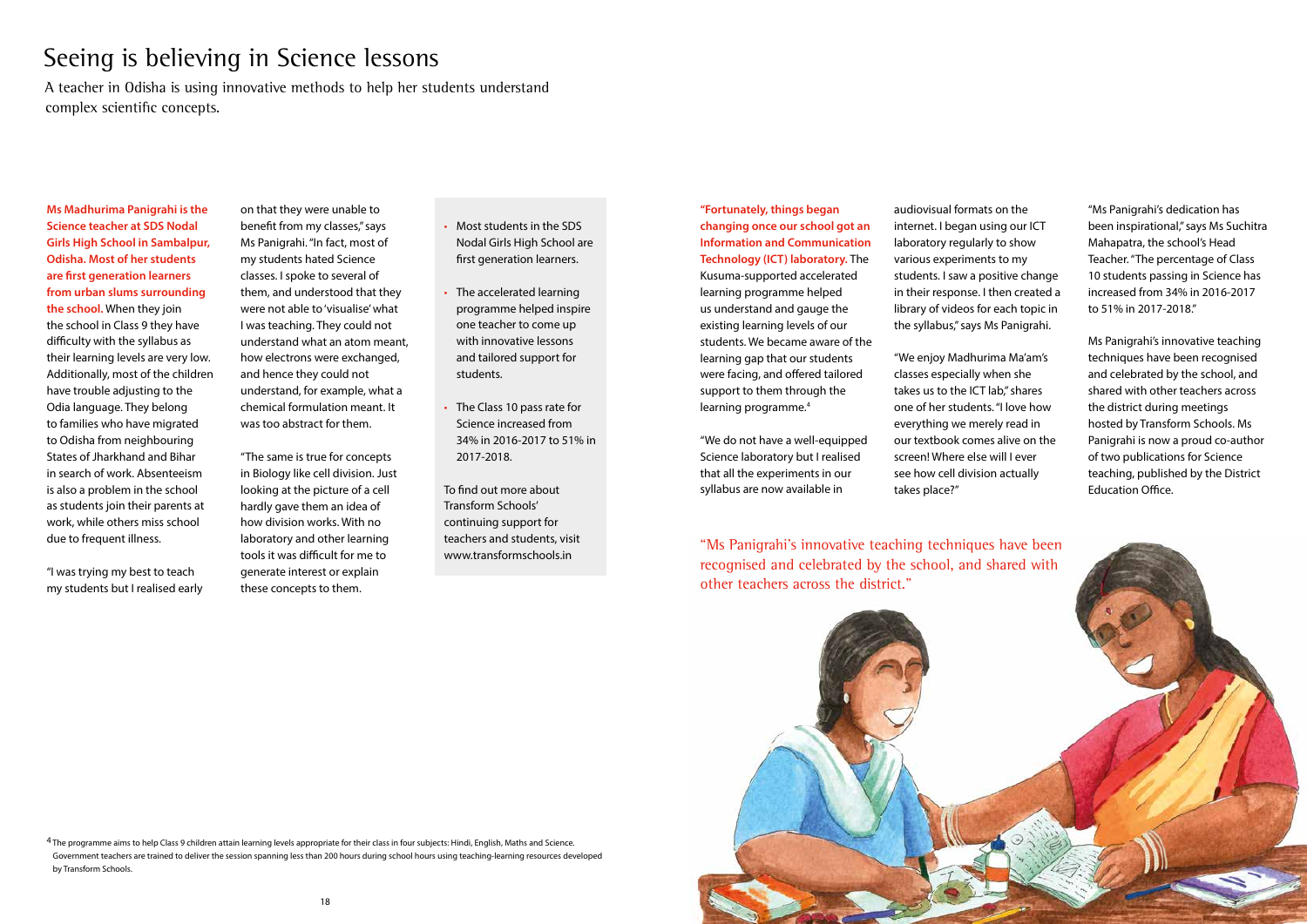# Seeing is believing in Science lessons

A teacher in Odisha is using innovative methods to help her students understand complex scientific concepts.

**Ms Madhurima Panigrahi is the Science teacher at SDS Nodal Girls High School in Sambalpur, Odisha. Most of her students are first generation learners from urban slums surrounding the school.** When they join the school in Class 9 they have difficulty with the syllabus as their learning levels are very low. Additionally, most of the children have trouble adjusting to the Odia language. They belong to families who have migrated to Odisha from neighbouring States of Jharkhand and Bihar in search of work. Absenteeism is also a problem in the school as students join their parents at work, while others miss school due to frequent illness.

"I was trying my best to teach my students but I realised early on that they were unable to benefit from my classes," says Ms Panigrahi. "In fact, most of my students hated Science classes. I spoke to several of them, and understood that they were not able to 'visualise' what I was teaching. They could not understand what an atom meant, how electrons were exchanged, and hence they could not understand, for example, what a chemical formulation meant. It was too abstract for them.

"The same is true for concepts in Biology like cell division. Just looking at the picture of a cell hardly gave them an idea of how division works. With no laboratory and other learning tools it was difficult for me to generate interest or explain these concepts to them.

- Most students in the SDS Nodal Girls High School are first generation learners.
- The accelerated learning programme helped inspire one teacher to come up with innovative lessons and tailored support for students.
- The Class 10 pass rate for Science increased from 34% in 2016-2017 to 51% in 2017-2018.

To find out more about Transform Schools' continuing support for teachers and students, visit www.transformschools.in

**"Fortunately, things began changing once our school got an Information and Communication Technology (ICT) laboratory.** The Kusuma-supported accelerated learning programme helped us understand and gauge the existing learning levels of our students. We became aware of the learning gap that our students were facing, and offered tailored support to them through the learning programme.[4]

"We do not have a well-equipped Science laboratory but I realised that all the experiments in our syllabus are now available in audiovisual formats on the internet. I began using our ICT laboratory regularly to show various experiments to my students. I saw a positive change in their response. I then created a library of videos for each topic in the syllabus," says Ms Panigrahi.

"We enjoy Madhurima Ma'am's classes especially when she takes us to the ICT lab," shares one of her students. "I love how everything we merely read in our textbook comes alive on the screen! Where else will I ever see how cell division actually takes place?"

"Ms Panigrahi's dedication has been inspirational," says Ms Suchitra Mahapatra, the school's Head Teacher. "The percentage of Class 10 students passing in Science has increased from 34% in 2016-2017 to 51% in 2017-2018."

Ms Panigrahi's innovative teaching techniques have been recognised and celebrated by the school, and shared with other teachers across the district during meetings hosted by Transform Schools. Ms Panigrahi is now a proud co-author of two publications for Science teaching, published by the District Education Office.

"Ms Panigrahi's innovative teaching techniques have been recognised and celebrated by the school, and shared with other teachers across the district."

[4] The programme aims to help Class 9 children attain learning levels appropriate for their class in four subjects: Hindi, English, Maths and Science. Government teachers are trained to deliver the session spanning less than 200 hours during school hours using teaching-learning resources developed by Transform Schools.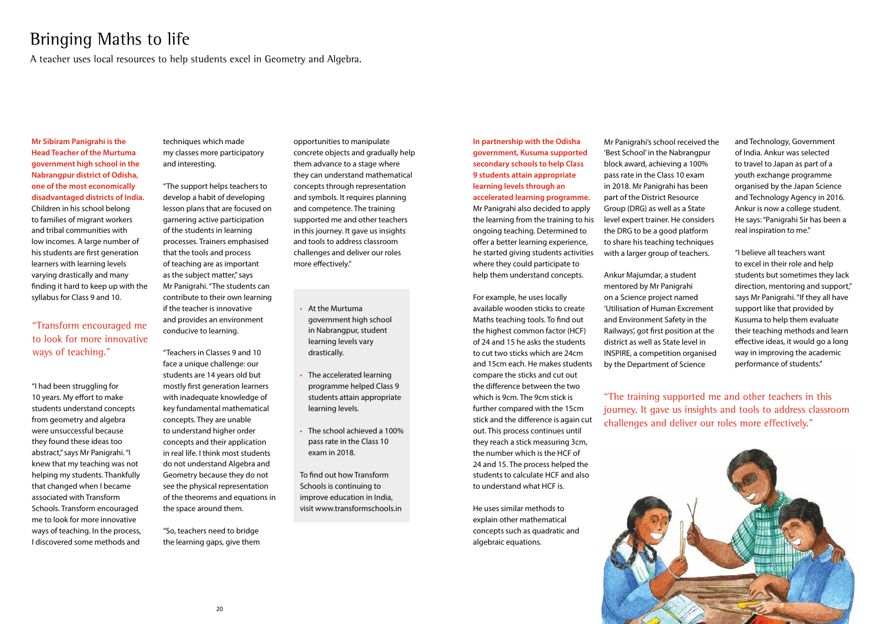# Bringing Maths to life

A teacher uses local resources to help students excel in Geometry and Algebra.

**Mr Sibiram Panigrahi is the Head Teacher of the Murtuma government high school in the Nabrangpur district of Odisha, one of the most economically disadvantaged districts of India.** Children in his school belong to families of migrant workers and tribal communities with low incomes. A large number of his students are first generation learners with learning levels varying drastically and many finding it hard to keep up with the syllabus for Class 9 and 10.

> "Transform encouraged me to look for more innovative ways of teaching."

"I had been struggling for 10 years. My effort to make students understand concepts from geometry and algebra were unsuccessful because they found these ideas too abstract," says Mr Panigrahi. "I knew that my teaching was not helping my students. Thankfully that changed when I became associated with Transform Schools. Transform encouraged me to look for more innovative ways of teaching. In the process, I discovered some methods and techniques which made my classes more participatory and interesting.

"The support helps teachers to develop a habit of developing lesson plans that are focused on garnering active participation of the students in learning processes. Trainers emphasised that the tools and process of teaching are as important as the subject matter," says Mr Panigrahi. "The students can contribute to their own learning if the teacher is innovative and provides an environment conducive to learning.

"Teachers in Classes 9 and 10 face a unique challenge: our students are 14 years old but mostly first generation learners with inadequate knowledge of key fundamental mathematical concepts. They are unable to understand higher order concepts and their application in real life. I think most students do not understand Algebra and Geometry because they do not see the physical representation of the theorems and equations in the space around them.

"So, teachers need to bridge the learning gaps, give them opportunities to manipulate concrete objects and gradually help them advance to a stage where they can understand mathematical concepts through representation and symbols. It requires planning and competence. The training supported me and other teachers in this journey. It gave us insights and tools to address classroom challenges and deliver our roles more effectively."

- At the Murtuma government high school in Nabrangpur, student learning levels vary drastically.
- The accelerated learning programme helped Class 9 students attain appropriate learning levels.
- The school achieved a 100% pass rate in the Class 10 exam in 2018.

To find out how Transform Schools is continuing to improve education in India, visit www.transformschools.in

**In partnership with the Odisha government, Kusuma supported secondary schools to help Class 9 students attain appropriate learning levels through an accelerated learning programme.** Mr Panigrahi also decided to apply the learning from the training to his ongoing teaching. Determined to offer a better learning experience, he started giving students activities where they could participate to help them understand concepts.

For example, he uses locally available wooden sticks to create Maths teaching tools. To find out the highest common factor (HCF) of 24 and 15 he asks the students to cut two sticks which are 24cm and 15cm each. He makes students compare the sticks and cut out the difference between the two which is 9cm. The 9cm stick is further compared with the 15cm stick and the difference is again cut out. This process continues until they reach a stick measuring 3cm, the number which is the HCF of 24 and 15. The process helped the students to calculate HCF and also to understand what HCF is.

He uses similar methods to explain other mathematical concepts such as quadratic and algebraic equations.

Mr Panigrahi's school received the 'Best School' in the Nabrangpur block award, achieving a 100% pass rate in the Class 10 exam in 2018. Mr Panigrahi has been part of the District Resource Group (DRG) as well as a State level expert trainer. He considers the DRG to be a good platform to share his teaching techniques with a larger group of teachers.

Ankur Majumdar, a student mentored by Mr Panigrahi on a Science project named 'Utilisation of Human Excrement and Environment Safety in the Railways', got first position at the district as well as State level in INSPIRE, a competition organised by the Department of Science and Technology, Government of India. Ankur was selected to travel to Japan as part of a youth exchange programme organised by the Japan Science and Technology Agency in 2016. Ankur is now a college student. He says: "Panigrahi Sir has been a real inspiration to me."

"I believe all teachers want to excel in their role and help students but sometimes they lack direction, mentoring and support," says Mr Panigrahi. "If they all have support like that provided by Kusuma to help them evaluate their teaching methods and learn effective ideas, it would go a long way in improving the academic performance of students."

> "The training supported me and other teachers in this journey. It gave us insights and tools to address classroom challenges and deliver our roles more effectively."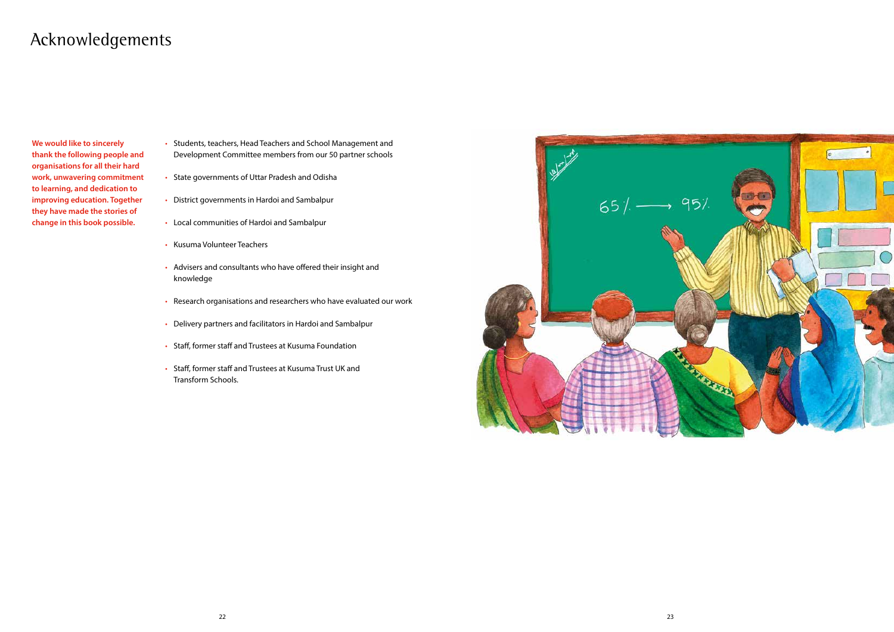# Acknowledgements

**We would like to sincerely thank the following people and organisations for all their hard work, unwavering commitment to learning, and dedication to improving education. Together they have made the stories of change in this book possible.**

- Students, teachers, Head Teachers and School Management and Development Committee members from our 50 partner schools
- State governments of Uttar Pradesh and Odisha
- District governments in Hardoi and Sambalpur
- Local communities of Hardoi and Sambalpur
- Kusuma Volunteer Teachers
- Advisers and consultants who have offered their insight and knowledge
- Research organisations and researchers who have evaluated our work
- Delivery partners and facilitators in Hardoi and Sambalpur
- Staff, former staff and Trustees at Kusuma Foundation
- Staff, former staff and Trustees at Kusuma Trust UK and Transform Schools.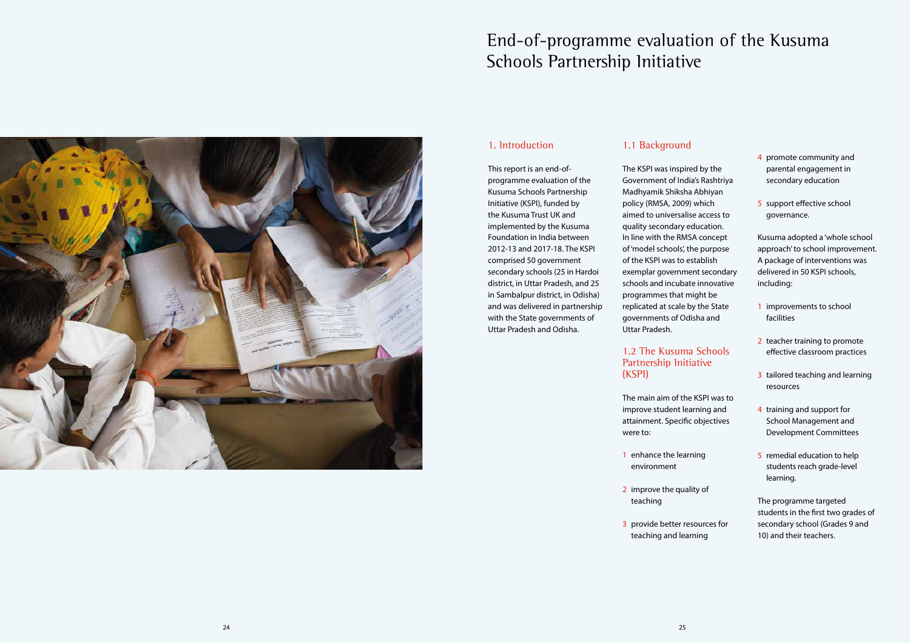# End-of-programme evaluation of the Kusuma Schools Partnership Initiative

## 1. Introduction

This report is an end-of-programme evaluation of the Kusuma Schools Partnership Initiative (KSPI), funded by the Kusuma Trust UK and implemented by the Kusuma Foundation in India between 2012-13 and 2017-18. The KSPI comprised 50 government secondary schools (25 in Hardoi district, in Uttar Pradesh, and 25 in Sambalpur district, in Odisha) and was delivered in partnership with the State governments of Uttar Pradesh and Odisha.

## 1.1 Background

The KSPI was inspired by the Government of India's Rashtriya Madhyamik Shiksha Abhiyan policy (RMSA, 2009) which aimed to universalise access to quality secondary education. In line with the RMSA concept of 'model schools', the purpose of the KSPI was to establish exemplar government secondary schools and incubate innovative programmes that might be replicated at scale by the State governments of Odisha and Uttar Pradesh.

## 1.2 The Kusuma Schools Partnership Initiative (KSPI)

The main aim of the KSPI was to improve student learning and attainment. Specific objectives were to:

1. enhance the learning environment
2. improve the quality of teaching
3. provide better resources for teaching and learning
4. promote community and parental engagement in secondary education
5. support effective school governance.

Kusuma adopted a 'whole school approach' to school improvement. A package of interventions was delivered in 50 KSPI schools, including:

1. improvements to school facilities
2. teacher training to promote effective classroom practices
3. tailored teaching and learning resources
4. training and support for School Management and Development Committees
5. remedial education to help students reach grade-level learning.

The programme targeted students in the first two grades of secondary school (Grades 9 and 10) and their teachers.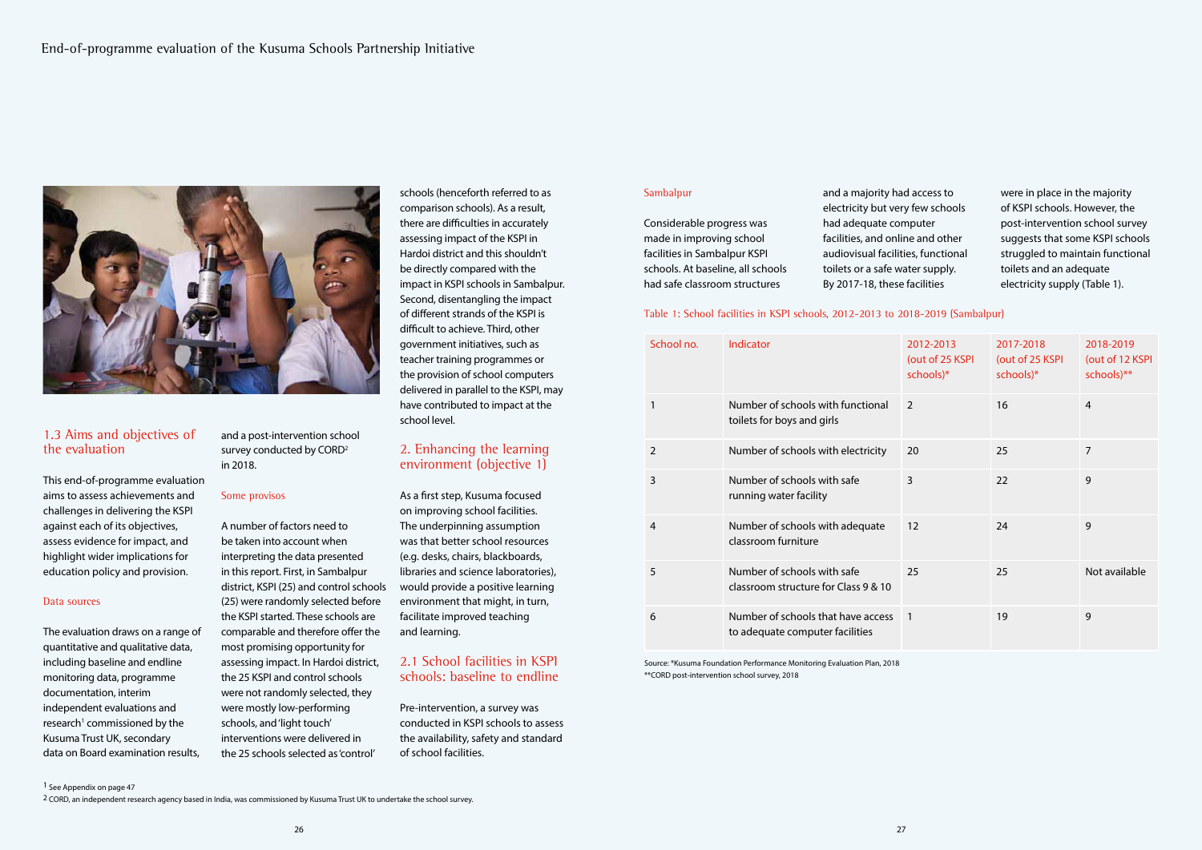## 1.3 Aims and objectives of the evaluation

This end-of-programme evaluation aims to assess achievements and challenges in delivering the KSPI against each of its objectives, assess evidence for impact, and highlight wider implications for education policy and provision.

### Data sources

The evaluation draws on a range of quantitative and qualitative data, including baseline and endline monitoring data, programme documentation, interim independent evaluations and research[1] commissioned by the Kusuma Trust UK, secondary data on Board examination results, and a post-intervention school survey conducted by CORD[2] in 2018.

### Some provisos

A number of factors need to be taken into account when interpreting the data presented in this report. First, in Sambalpur district, KSPI (25) and control schools (25) were randomly selected before the KSPI started. These schools are comparable and therefore offer the most promising opportunity for assessing impact. In Hardoi district, the 25 KSPI and control schools were not randomly selected, they were mostly low-performing schools, and 'light touch' interventions were delivered in the 25 schools selected as 'control' schools (henceforth referred to as comparison schools). As a result, there are difficulties in accurately assessing impact of the KSPI in Hardoi district and this shouldn't be directly compared with the impact in KSPI schools in Sambalpur. Second, disentangling the impact of different strands of the KSPI is difficult to achieve. Third, other government initiatives, such as teacher training programmes or the provision of school computers delivered in parallel to the KSPI, may have contributed to impact at the school level.

## 2. Enhancing the learning environment (objective 1)

As a first step, Kusuma focused on improving school facilities. The underpinning assumption was that better school resources (e.g. desks, chairs, blackboards, libraries and science laboratories), would provide a positive learning environment that might, in turn, facilitate improved teaching and learning.

## 2.1 School facilities in KSPI schools: baseline to endline

Pre-intervention, a survey was conducted in KSPI schools to assess the availability, safety and standard of school facilities.

### Sambalpur

Considerable progress was made in improving school facilities in Sambalpur KSPI schools. At baseline, all schools had safe classroom structures and a majority had access to electricity but very few schools had adequate computer facilities, and online and other audiovisual facilities, functional toilets or a safe water supply. By 2017-18, these facilities were in place in the majority of KSPI schools. However, the post-intervention school survey suggests that some KSPI schools struggled to maintain functional toilets and an adequate electricity supply (Table 1).

Table 1: School facilities in KSPI schools, 2012-2013 to 2018-2019 (Sambalpur)

| School no. | Indicator | 2012-2013 (out of 25 KSPI schools)* | 2017-2018 (out of 25 KSPI schools)* | 2018-2019 (out of 12 KSPI schools)** |
|---|---|---|---|---|
| 1 | Number of schools with functional toilets for boys and girls | 2 | 16 | 4 |
| 2 | Number of schools with electricity | 20 | 25 | 7 |
| 3 | Number of schools with safe running water facility | 3 | 22 | 9 |
| 4 | Number of schools with adequate classroom furniture | 12 | 24 | 9 |
| 5 | Number of schools with safe classroom structure for Class 9 & 10 | 25 | 25 | Not available |
| 6 | Number of schools that have access to adequate computer facilities | 1 | 19 | 9 |

Source: *Kusuma Foundation Performance Monitoring Evaluation Plan, 2018
**CORD post-intervention school survey, 2018

[1] See Appendix on page 47

[2] CORD, an independent research agency based in India, was commissioned by Kusuma Trust UK to undertake the school survey.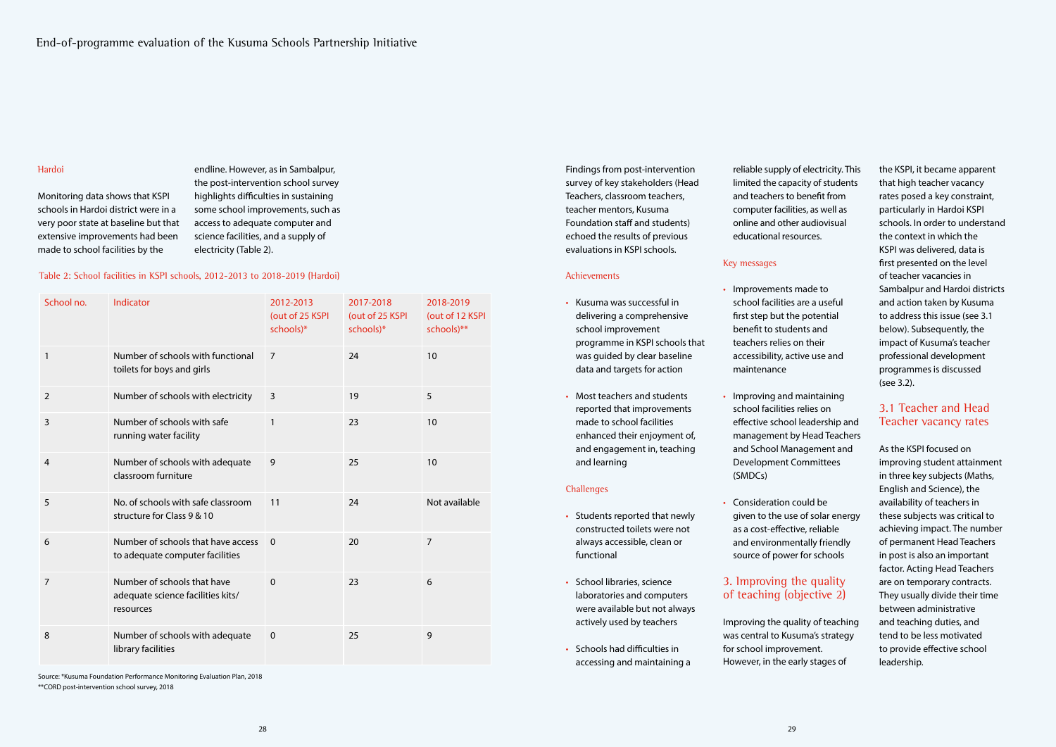### Hardoi

Monitoring data shows that KSPI schools in Hardoi district were in a very poor state at baseline but that extensive improvements had been made to school facilities by the endline. However, as in Sambalpur, the post-intervention school survey highlights difficulties in sustaining some school improvements, such as access to adequate computer and science facilities, and a supply of electricity (Table 2).

Table 2: School facilities in KSPI schools, 2012-2013 to 2018-2019 (Hardoi)

| School no. | Indicator | 2012-2013 (out of 25 KSPI schools)* | 2017-2018 (out of 25 KSPI schools)* | 2018-2019 (out of 12 KSPI schools)** |
|---|---|---|---|---|
| 1 | Number of schools with functional toilets for boys and girls | 7 | 24 | 10 |
| 2 | Number of schools with electricity | 3 | 19 | 5 |
| 3 | Number of schools with safe running water facility | 1 | 23 | 10 |
| 4 | Number of schools with adequate classroom furniture | 9 | 25 | 10 |
| 5 | No. of schools with safe classroom structure for Class 9 & 10 | 11 | 24 | Not available |
| 6 | Number of schools that have access to adequate computer facilities | 0 | 20 | 7 |
| 7 | Number of schools that have adequate science facilities kits/ resources | 0 | 23 | 6 |
| 8 | Number of schools with adequate library facilities | 0 | 25 | 9 |

Source: *Kusuma Foundation Performance Monitoring Evaluation Plan, 2018
**CORD post-intervention school survey, 2018

Findings from post-intervention survey of key stakeholders (Head Teachers, classroom teachers, teacher mentors, Kusuma Foundation staff and students) echoed the results of previous evaluations in KSPI schools.

### Achievements

- Kusuma was successful in delivering a comprehensive school improvement programme in KSPI schools that was guided by clear baseline data and targets for action
- Most teachers and students reported that improvements made to school facilities enhanced their enjoyment of, and engagement in, teaching and learning

### Challenges

- Students reported that newly constructed toilets were not always accessible, clean or functional
- School libraries, science laboratories and computers were available but not always actively used by teachers
- Schools had difficulties in accessing and maintaining a reliable supply of electricity. This limited the capacity of students and teachers to benefit from computer facilities, as well as online and other audiovisual educational resources.

### Key messages

- Improvements made to school facilities are a useful first step but the potential benefit to students and teachers relies on their accessibility, active use and maintenance
- Improving and maintaining school facilities relies on effective school leadership and management by Head Teachers and School Management and Development Committees (SMDCs)
- Consideration could be given to the use of solar energy as a cost-effective, reliable and environmentally friendly source of power for schools

## 3. Improving the quality of teaching (objective 2)

Improving the quality of teaching was central to Kusuma's strategy for school improvement. However, in the early stages of the KSPI, it became apparent that high teacher vacancy rates posed a key constraint, particularly in Hardoi KSPI schools. In order to understand the context in which the KSPI was delivered, data is first presented on the level of teacher vacancies in Sambalpur and Hardoi districts and action taken by Kusuma to address this issue (see 3.1 below). Subsequently, the impact of Kusuma's teacher professional development programmes is discussed (see 3.2).

### 3.1 Teacher and Head Teacher vacancy rates

As the KSPI focused on improving student attainment in three key subjects (Maths, English and Science), the availability of teachers in these subjects was critical to achieving impact. The number of permanent Head Teachers in post is also an important factor. Acting Head Teachers are on temporary contracts. They usually divide their time between administrative and teaching duties, and tend to be less motivated to provide effective school leadership.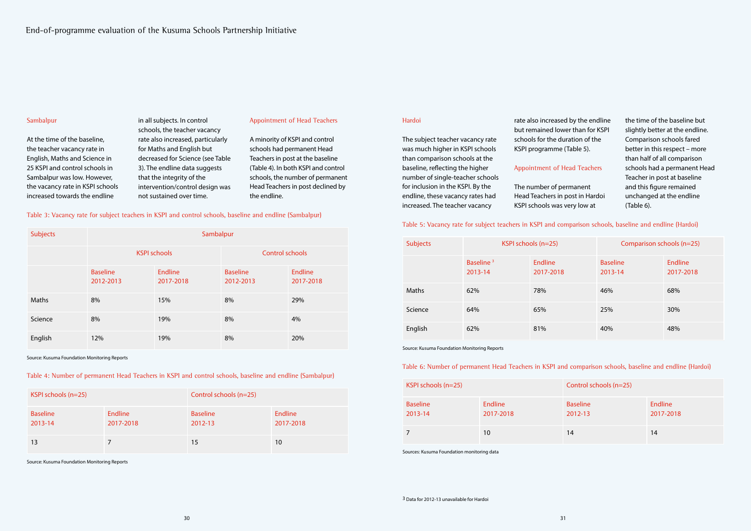## Sambalpur

At the time of the baseline, the teacher vacancy rate in English, Maths and Science in 25 KSPI and control schools in Sambalpur was low. However, the vacancy rate in KSPI schools increased towards the endline in all subjects. In control schools, the teacher vacancy rate also increased, particularly for Maths and English but decreased for Science (see Table 3). The endline data suggests that the integrity of the intervention/control design was not sustained over time.

### Appointment of Head Teachers

A minority of KSPI and control schools had permanent Head Teachers in post at the baseline (Table 4). In both KSPI and control schools, the number of permanent Head Teachers in post declined by the endline.

Table 3: Vacancy rate for subject teachers in KSPI and control schools, baseline and endline (Sambalpur)

| Subjects | Sambalpur | | | |
|---|---|---|---|---|
| | KSPI schools | | Control schools | |
| | Baseline 2012-2013 | Endline 2017-2018 | Baseline 2012-2013 | Endline 2017-2018 |
| Maths | 8% | 15% | 8% | 29% |
| Science | 8% | 19% | 8% | 4% |
| English | 12% | 19% | 8% | 20% |

Source: Kusuma Foundation Monitoring Reports

Table 4: Number of permanent Head Teachers in KSPI and control schools, baseline and endline (Sambalpur)

| KSPI schools (n=25) | | Control schools (n=25) | |
|---|---|---|---|
| Baseline 2013-14 | Endline 2017-2018 | Baseline 2012-13 | Endline 2017-2018 |
| 13 | 7 | 15 | 10 |

Source: Kusuma Foundation Monitoring Reports

## Hardoi

The subject teacher vacancy rate was much higher in KSPI schools than comparison schools at the baseline, reflecting the higher number of single-teacher schools for inclusion in the KSPI. By the endline, these vacancy rates had increased. The teacher vacancy rate also increased by the endline but remained lower than for KSPI schools for the duration of the KSPI programme (Table 5).

### Appointment of Head Teachers

The number of permanent Head Teachers in post in Hardoi KSPI schools was very low at the time of the baseline but slightly better at the endline. Comparison schools fared better in this respect – more than half of all comparison schools had a permanent Head Teacher in post at baseline and this figure remained unchanged at the endline (Table 6).

Table 5: Vacancy rate for subject teachers in KSPI and comparison schools, baseline and endline (Hardoi)

| Subjects | KSPI schools (n=25) | | Comparison schools (n=25) | |
|---|---|---|---|---|
| | Baseline [3] 2013-14 | Endline 2017-2018 | Baseline 2013-14 | Endline 2017-2018 |
| Maths | 62% | 78% | 46% | 68% |
| Science | 64% | 65% | 25% | 30% |
| English | 62% | 81% | 40% | 48% |

Source: Kusuma Foundation Monitoring Reports

Table 6: Number of permanent Head Teachers in KSPI and comparison schools, baseline and endline (Hardoi)

| KSPI schools (n=25) | | Control schools (n=25) | |
|---|---|---|---|
| Baseline 2013-14 | Endline 2017-2018 | Baseline 2012-13 | Endline 2017-2018 |
| 7 | 10 | 14 | 14 |

Sources: Kusuma Foundation monitoring data

[3] Data for 2012-13 unavailable for Hardoi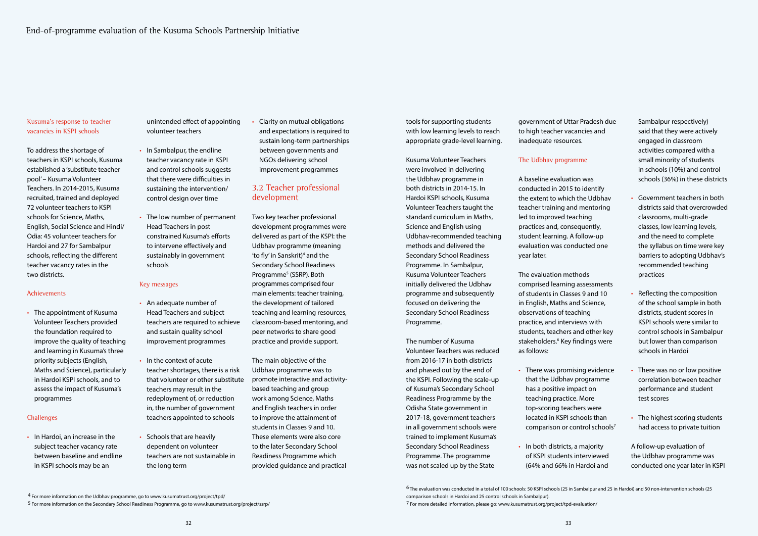### Kusuma's response to teacher vacancies in KSPI schools

To address the shortage of teachers in KSPI schools, Kusuma established a 'substitute teacher pool' – Kusuma Volunteer Teachers. In 2014-2015, Kusuma recruited, trained and deployed 72 volunteer teachers to KSPI schools for Science, Maths, English, Social Science and Hindi/ Odia: 45 volunteer teachers for Hardoi and 27 for Sambalpur schools, reflecting the different teacher vacancy rates in the two districts.

#### Achievements

- The appointment of Kusuma Volunteer Teachers provided the foundation required to improve the quality of teaching and learning in Kusuma's three priority subjects (English, Maths and Science), particularly in Hardoi KSPI schools, and to assess the impact of Kusuma's programmes

#### Challenges

- In Hardoi, an increase in the subject teacher vacancy rate between baseline and endline in KSPI schools may be an unintended effect of appointing volunteer teachers
- In Sambalpur, the endline teacher vacancy rate in KSPI and control schools suggests that there were difficulties in sustaining the intervention/ control design over time
- The low number of permanent Head Teachers in post constrained Kusuma's efforts to intervene effectively and sustainably in government schools

#### Key messages

- An adequate number of Head Teachers and subject teachers are required to achieve and sustain quality school improvement programmes
- In the context of acute teacher shortages, there is a risk that volunteer or other substitute teachers may result in the redeployment of, or reduction in, the number of government teachers appointed to schools
- Schools that are heavily dependent on volunteer teachers are not sustainable in the long term
- Clarity on mutual obligations and expectations is required to sustain long-term partnerships between governments and NGOs delivering school improvement programmes

## 3.2 Teacher professional development

Two key teacher professional development programmes were delivered as part of the KSPI: the Udbhav programme (meaning 'to fly' in Sanskrit)[4] and the Secondary School Readiness Programme[5] (SSRP). Both programmes comprised four main elements: teacher training, the development of tailored teaching and learning resources, classroom-based mentoring, and peer networks to share good practice and provide support.

The main objective of the Udbhav programme was to promote interactive and activity-based teaching and group work among Science, Maths and English teachers in order to improve the attainment of students in Classes 9 and 10. These elements were also core to the later Secondary School Readiness Programme which provided guidance and practical tools for supporting students with low learning levels to reach appropriate grade-level learning.

Kusuma Volunteer Teachers were involved in delivering the Udbhav programme in both districts in 2014-15. In Hardoi KSPI schools, Kusuma Volunteer Teachers taught the standard curriculum in Maths, Science and English using Udbhav-recommended teaching methods and delivered the Secondary School Readiness Programme. In Sambalpur, Kusuma Volunteer Teachers initially delivered the Udbhav programme and subsequently focused on delivering the Secondary School Readiness Programme.

The number of Kusuma Volunteer Teachers was reduced from 2016-17 in both districts and phased out by the end of the KSPI. Following the scale-up of Kusuma's Secondary School Readiness Programme by the Odisha State government in 2017-18, government teachers in all government schools were trained to implement Kusuma's Secondary School Readiness Programme. The programme was not scaled up by the State government of Uttar Pradesh due to high teacher vacancies and inadequate resources.

### The Udbhav programme

A baseline evaluation was conducted in 2015 to identify the extent to which the Udbhav teacher training and mentoring led to improved teaching practices and, consequently, student learning. A follow-up evaluation was conducted one year later.

The evaluation methods comprised learning assessments of students in Classes 9 and 10 in English, Maths and Science, observations of teaching practice, and interviews with students, teachers and other key stakeholders.[6] Key findings were as follows:

- There was promising evidence that the Udbhav programme has a positive impact on teaching practice. More top-scoring teachers were located in KSPI schools than comparison or control schools[7]
- In both districts, a majority of KSPI students interviewed (64% and 66% in Hardoi and Sambalpur respectively) said that they were actively engaged in classroom activities compared with a small minority of students in schools (10%) and control schools (36%) in these districts
- Government teachers in both districts said that overcrowded classrooms, multi-grade classes, low learning levels, and the need to complete the syllabus on time were key barriers to adopting Udbhav's recommended teaching practices
- Reflecting the composition of the school sample in both districts, student scores in KSPI schools were similar to control schools in Sambalpur but lower than comparison schools in Hardoi
- There was no or low positive correlation between teacher performance and student test scores
- The highest scoring students had access to private tuition

A follow-up evaluation of the Udbhav programme was conducted one year later in KSPI

---

[4] For more information on the Udbhav programme, go to www.kusumatrust.org/project/tpd/

[5] For more information on the Secondary School Readiness Programme, go to www.kusumatrust.org/project/ssrp/

[6] The evaluation was conducted in a total of 100 schools: 50 KSPI schools (25 in Sambalpur and 25 in Hardoi) and 50 non-intervention schools (25 comparison schools in Hardoi and 25 control schools in Sambalpur).

[7] For more detailed information, please go: www.kusumatrust.org/project/tpd-evaluation/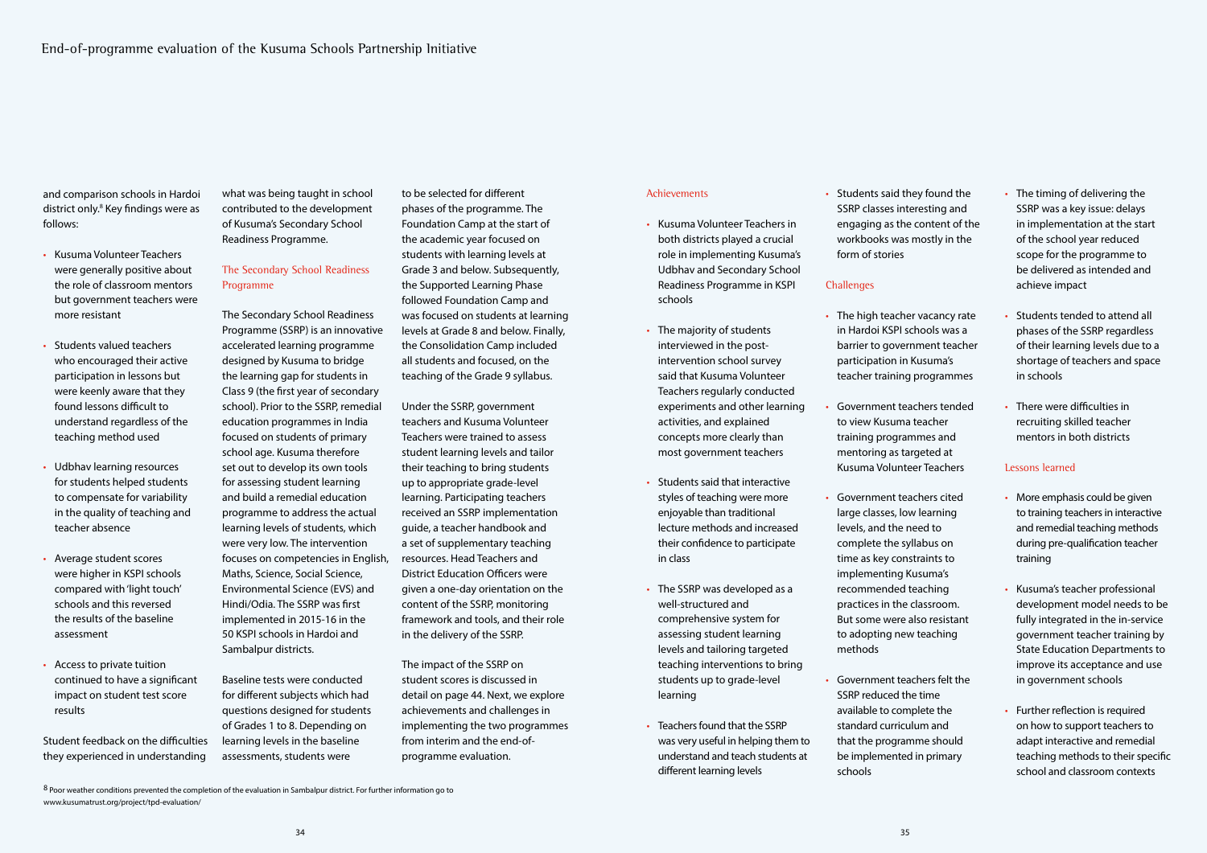and comparison schools in Hardoi district only.[8] Key findings were as follows:

- Kusuma Volunteer Teachers were generally positive about the role of classroom mentors but government teachers were more resistant
- Students valued teachers who encouraged their active participation in lessons but were keenly aware that they found lessons difficult to understand regardless of the teaching method used
- Udbhav learning resources for students helped students to compensate for variability in the quality of teaching and teacher absence
- Average student scores were higher in KSPI schools compared with 'light touch' schools and this reversed the results of the baseline assessment
- Access to private tuition continued to have a significant impact on student test score results

Student feedback on the difficulties they experienced in understanding what was being taught in school contributed to the development of Kusuma's Secondary School Readiness Programme.

### The Secondary School Readiness Programme

The Secondary School Readiness Programme (SSRP) is an innovative accelerated learning programme designed by Kusuma to bridge the learning gap for students in Class 9 (the first year of secondary school). Prior to the SSRP, remedial education programmes in India focused on students of primary school age. Kusuma therefore set out to develop its own tools for assessing student learning and build a remedial education programme to address the actual learning levels of students, which were very low. The intervention focuses on competencies in English, Maths, Science, Social Science, Environmental Science (EVS) and Hindi/Odia. The SSRP was first implemented in 2015-16 in the 50 KSPI schools in Hardoi and Sambalpur districts.

Baseline tests were conducted for different subjects which had questions designed for students of Grades 1 to 8. Depending on learning levels in the baseline assessments, students were to be selected for different phases of the programme. The Foundation Camp at the start of the academic year focused on students with learning levels at Grade 3 and below. Subsequently, the Supported Learning Phase followed Foundation Camp and was focused on students at learning levels at Grade 8 and below. Finally, the Consolidation Camp included all students and focused, on the teaching of the Grade 9 syllabus.

Under the SSRP, government teachers and Kusuma Volunteer Teachers were trained to assess student learning levels and tailor their teaching to bring students up to appropriate grade-level learning. Participating teachers received an SSRP implementation guide, a teacher handbook and a set of supplementary teaching resources. Head Teachers and District Education Officers were given a one-day orientation on the content of the SSRP, monitoring framework and tools, and their role in the delivery of the SSRP.

The impact of the SSRP on student scores is discussed in detail on page 44. Next, we explore achievements and challenges in implementing the two programmes from interim and the end-of-programme evaluation.

### Achievements

- Kusuma Volunteer Teachers in both districts played a crucial role in implementing Kusuma's Udbhav and Secondary School Readiness Programme in KSPI schools
- The majority of students interviewed in the post-intervention school survey said that Kusuma Volunteer Teachers regularly conducted experiments and other learning activities, and explained concepts more clearly than most government teachers
- Students said that interactive styles of teaching were more enjoyable than traditional lecture methods and increased their confidence to participate in class
- The SSRP was developed as a well-structured and comprehensive system for assessing student learning levels and tailoring targeted teaching interventions to bring students up to grade-level learning
- Teachers found that the SSRP was very useful in helping them to understand and teach students at different learning levels
- Students said they found the SSRP classes interesting and engaging as the content of the workbooks was mostly in the form of stories

### Challenges

- The high teacher vacancy rate in Hardoi KSPI schools was a barrier to government teacher participation in Kusuma's teacher training programmes
- Government teachers tended to view Kusuma teacher training programmes and mentoring as targeted at Kusuma Volunteer Teachers
- Government teachers cited large classes, low learning levels, and the need to complete the syllabus on time as key constraints to implementing Kusuma's recommended teaching practices in the classroom. But some were also resistant to adopting new teaching methods
- Government teachers felt the SSRP reduced the time available to complete the standard curriculum and that the programme should be implemented in primary schools
- The timing of delivering the SSRP was a key issue: delays in implementation at the start of the school year reduced scope for the programme to be delivered as intended and achieve impact
- Students tended to attend all phases of the SSRP regardless of their learning levels due to a shortage of teachers and space in schools
- There were difficulties in recruiting skilled teacher mentors in both districts

### Lessons learned

- More emphasis could be given to training teachers in interactive and remedial teaching methods during pre-qualification teacher training
- Kusuma's teacher professional development model needs to be fully integrated in the in-service government teacher training by State Education Departments to improve its acceptance and use in government schools
- Further reflection is required on how to support teachers to adapt interactive and remedial teaching methods to their specific school and classroom contexts

[8] Poor weather conditions prevented the completion of the evaluation in Sambalpur district. For further information go to www.kusumatrust.org/project/tpd-evaluation/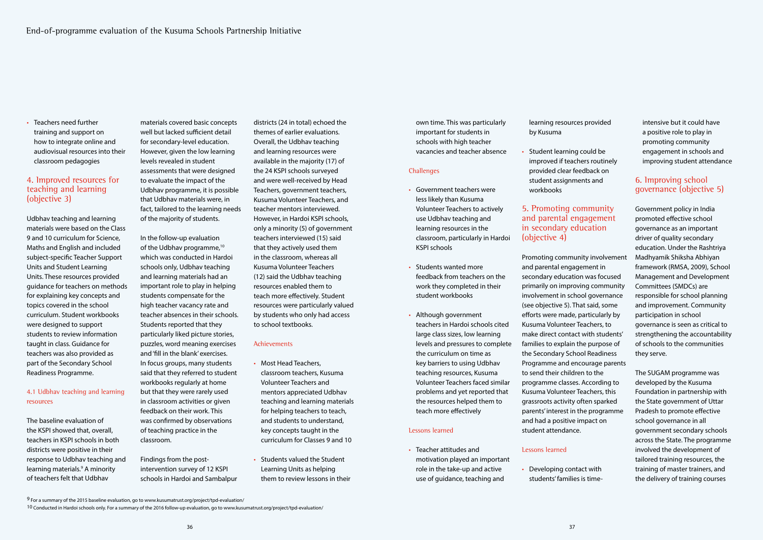- Teachers need further training and support on how to integrate online and audiovisual resources into their classroom pedagogies

## 4. Improved resources for teaching and learning (objective 3)

Udbhav teaching and learning materials were based on the Class 9 and 10 curriculum for Science, Maths and English and included subject-specific Teacher Support Units and Student Learning Units. These resources provided guidance for teachers on methods for explaining key concepts and topics covered in the school curriculum. Student workbooks were designed to support students to review information taught in class. Guidance for teachers was also provided as part of the Secondary School Readiness Programme.

### 4.1 Udbhav teaching and learning resources

The baseline evaluation of the KSPI showed that, overall, teachers in KSPI schools in both districts were positive in their response to Udbhav teaching and learning materials.[9] A minority of teachers felt that Udbhav materials covered basic concepts well but lacked sufficient detail for secondary-level education. However, given the low learning levels revealed in student assessments that were designed to evaluate the impact of the Udbhav programme, it is possible that Udbhav materials were, in fact, tailored to the learning needs of the majority of students.

In the follow-up evaluation of the Udbhav programme,[10] which was conducted in Hardoi schools only, Udbhav teaching and learning materials had an important role to play in helping students compensate for the high teacher vacancy rate and teacher absences in their schools. Students reported that they particularly liked picture stories, puzzles, word meaning exercises and 'fill in the blank' exercises. In focus groups, many students said that they referred to student workbooks regularly at home but that they were rarely used in classroom activities or given feedback on their work. This was confirmed by observations of teaching practice in the classroom.

Findings from the post-intervention survey of 12 KSPI schools in Hardoi and Sambalpur districts (24 in total) echoed the themes of earlier evaluations. Overall, the Udbhav teaching and learning resources were available in the majority (17) of the 24 KSPI schools surveyed and were well-received by Head Teachers, government teachers, Kusuma Volunteer Teachers, and teacher mentors interviewed. However, in Hardoi KSPI schools, only a minority (5) of government teachers interviewed (15) said that they actively used them in the classroom, whereas all Kusuma Volunteer Teachers (12) said the Udbhav teaching resources enabled them to teach more effectively. Student resources were particularly valued by students who only had access to school textbooks.

#### Achievements

- Most Head Teachers, classroom teachers, Kusuma Volunteer Teachers and mentors appreciated Udbhav teaching and learning materials for helping teachers to teach, and students to understand, key concepts taught in the curriculum for Classes 9 and 10
- Students valued the Student Learning Units as helping them to review lessons in their own time. This was particularly important for students in schools with high teacher vacancies and teacher absence

#### Challenges

- Government teachers were less likely than Kusuma Volunteer Teachers to actively use Udbhav teaching and learning resources in the classroom, particularly in Hardoi KSPI schools
- Students wanted more feedback from teachers on the work they completed in their student workbooks
- Although government teachers in Hardoi schools cited large class sizes, low learning levels and pressures to complete the curriculum on time as key barriers to using Udbhav teaching resources, Kusuma Volunteer Teachers faced similar problems and yet reported that the resources helped them to teach more effectively

#### Lessons learned

- Teacher attitudes and motivation played an important role in the take-up and active use of guidance, teaching and learning resources provided by Kusuma
- Student learning could be improved if teachers routinely provided clear feedback on student assignments and workbooks

## 5. Promoting community and parental engagement in secondary education (objective 4)

Promoting community involvement and parental engagement in secondary education was focused primarily on improving community involvement in school governance (see objective 5). That said, some efforts were made, particularly by Kusuma Volunteer Teachers, to make direct contact with students' families to explain the purpose of the Secondary School Readiness Programme and encourage parents to send their children to the programme classes. According to Kusuma Volunteer Teachers, this grassroots activity often sparked parents' interest in the programme and had a positive impact on student attendance.

#### Lessons learned

- Developing contact with students' families is time-intensive but it could have a positive role to play in promoting community engagement in schools and improving student attendance

## 6. Improving school governance (objective 5)

Government policy in India promoted effective school governance as an important driver of quality secondary education. Under the Rashtriya Madhyamik Shiksha Abhiyan framework (RMSA, 2009), School Management and Development Committees (SMDCs) are responsible for school planning and improvement. Community participation in school governance is seen as critical to strengthening the accountability of schools to the communities they serve.

The SUGAM programme was developed by the Kusuma Foundation in partnership with the State government of Uttar Pradesh to promote effective school governance in all government secondary schools across the State. The programme involved the development of tailored training resources, the training of master trainers, and the delivery of training courses

[9] For a summary of the 2015 baseline evaluation, go to www.kusumatrust.org/project/tpd-evaluation/

[10] Conducted in Hardoi schools only. For a summary of the 2016 follow-up evaluation, go to www.kusumatrust.org/project/tpd-evaluation/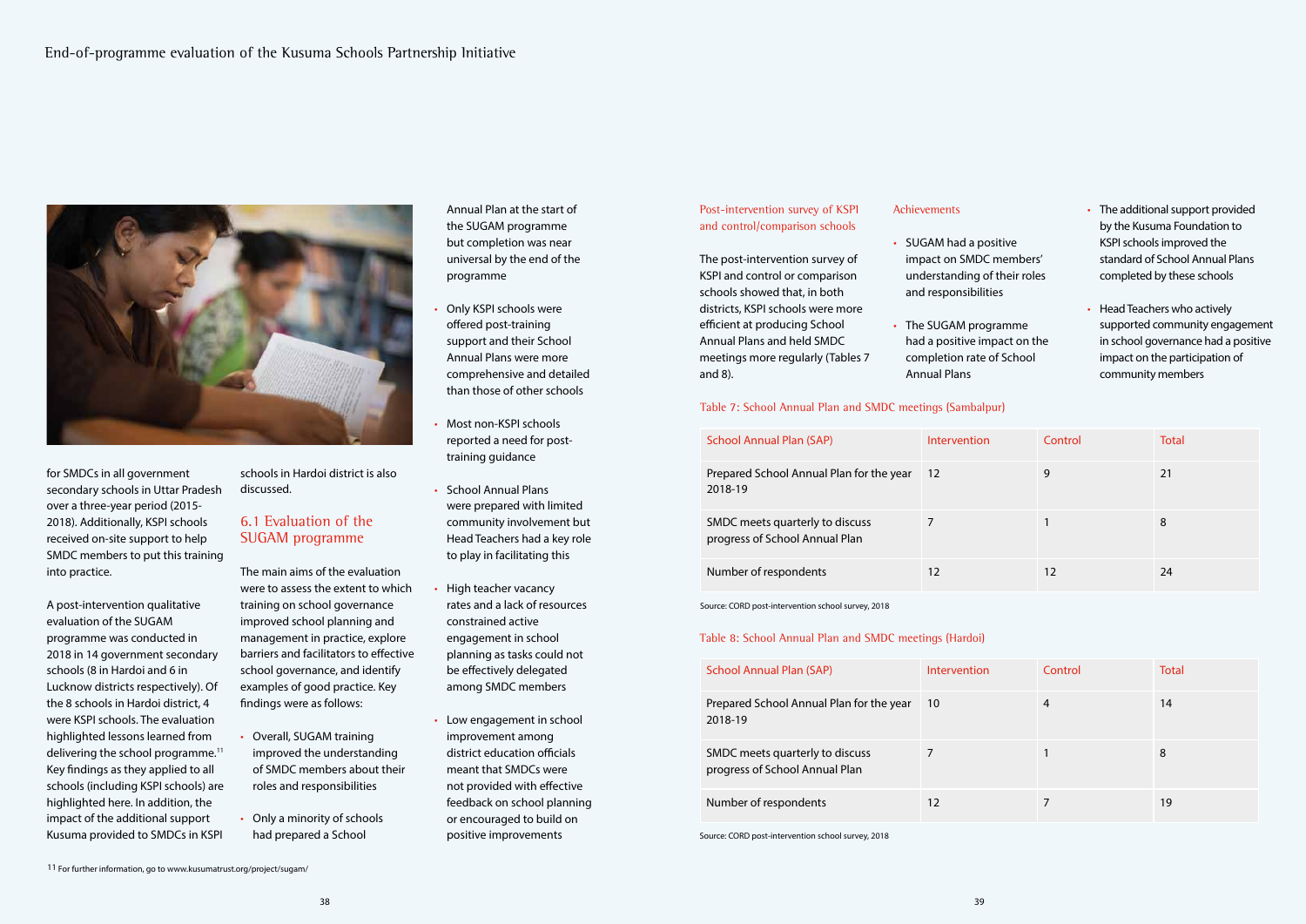for SMDCs in all government secondary schools in Uttar Pradesh over a three-year period (2015-2018). Additionally, KSPI schools received on-site support to help SMDC members to put this training into practice.

A post-intervention qualitative evaluation of the SUGAM programme was conducted in 2018 in 14 government secondary schools (8 in Hardoi and 6 in Lucknow districts respectively). Of the 8 schools in Hardoi district, 4 were KSPI schools. The evaluation highlighted lessons learned from delivering the school programme.[11] Key findings as they applied to all schools (including KSPI schools) are highlighted here. In addition, the impact of the additional support Kusuma provided to SMDCs in KSPI schools in Hardoi district is also discussed.

## 6.1 Evaluation of the SUGAM programme

The main aims of the evaluation were to assess the extent to which training on school governance improved school planning and management in practice, explore barriers and facilitators to effective school governance, and identify examples of good practice. Key findings were as follows:

- Overall, SUGAM training improved the understanding of SMDC members about their roles and responsibilities
- Only a minority of schools had prepared a School Annual Plan at the start of the SUGAM programme but completion was near universal by the end of the programme
- Only KSPI schools were offered post-training support and their School Annual Plans were more comprehensive and detailed than those of other schools
- Most non-KSPI schools reported a need for post-training guidance
- School Annual Plans were prepared with limited community involvement but Head Teachers had a key role to play in facilitating this
- High teacher vacancy rates and a lack of resources constrained active engagement in school planning as tasks could not be effectively delegated among SMDC members
- Low engagement in school improvement among district education officials meant that SMDCs were not provided with effective feedback on school planning or encouraged to build on positive improvements

### Post-intervention survey of KSPI and control/comparison schools

The post-intervention survey of KSPI and control or comparison schools showed that, in both districts, KSPI schools were more efficient at producing School Annual Plans and held SMDC meetings more regularly (Tables 7 and 8).

### Achievements

- SUGAM had a positive impact on SMDC members' understanding of their roles and responsibilities
- The SUGAM programme had a positive impact on the completion rate of School Annual Plans
- The additional support provided by the Kusuma Foundation to KSPI schools improved the standard of School Annual Plans completed by these schools
- Head Teachers who actively supported community engagement in school governance had a positive impact on the participation of community members

Table 7: School Annual Plan and SMDC meetings (Sambalpur)

| School Annual Plan (SAP) | Intervention | Control | Total |
|---|---|---|---|
| Prepared School Annual Plan for the year 2018-19 | 12 | 9 | 21 |
| SMDC meets quarterly to discuss progress of School Annual Plan | 7 | 1 | 8 |
| Number of respondents | 12 | 12 | 24 |

Source: CORD post-intervention school survey, 2018

Table 8: School Annual Plan and SMDC meetings (Hardoi)

| School Annual Plan (SAP) | Intervention | Control | Total |
|---|---|---|---|
| Prepared School Annual Plan for the year 2018-19 | 10 | 4 | 14 |
| SMDC meets quarterly to discuss progress of School Annual Plan | 7 | 1 | 8 |
| Number of respondents | 12 | 7 | 19 |

Source: CORD post-intervention school survey, 2018

[11] For further information, go to www.kusumatrust.org/project/sugam/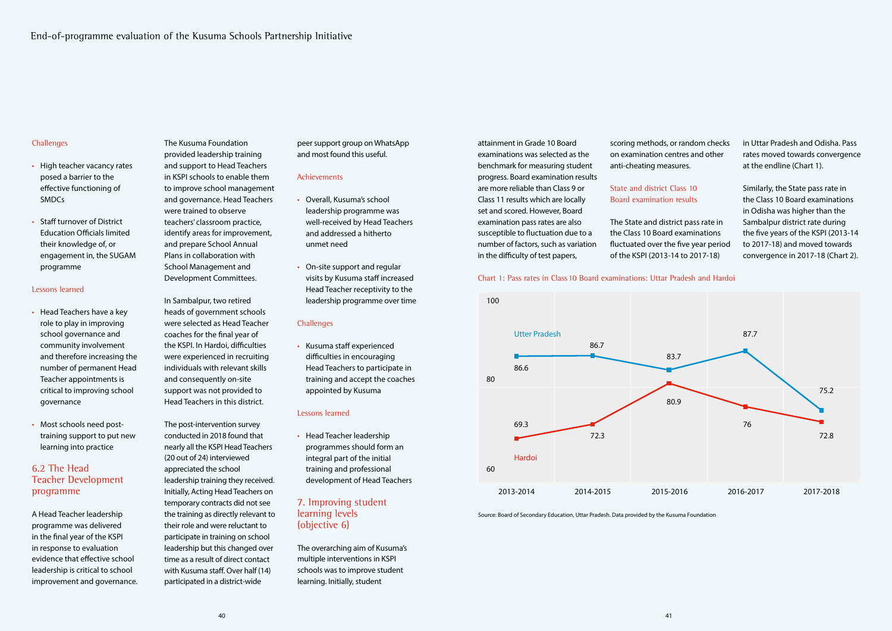### Challenges

- High teacher vacancy rates posed a barrier to the effective functioning of SMDCs
- Staff turnover of District Education Officials limited their knowledge of, or engagement in, the SUGAM programme

### Lessons learned

- Head Teachers have a key role to play in improving school governance and community involvement and therefore increasing the number of permanent Head Teacher appointments is critical to improving school governance
- Most schools need post-training support to put new learning into practice

## 6.2 The Head Teacher Development programme

A Head Teacher leadership programme was delivered in the final year of the KSPI in response to evaluation evidence that effective school leadership is critical to school improvement and governance.

The Kusuma Foundation provided leadership training and support to Head Teachers in KSPI schools to enable them to improve school management and governance. Head Teachers were trained to observe teachers' classroom practice, identify areas for improvement, and prepare School Annual Plans in collaboration with School Management and Development Committees.

In Sambalpur, two retired heads of government schools were selected as Head Teacher coaches for the final year of the KSPI. In Hardoi, difficulties were experienced in recruiting individuals with relevant skills and consequently on-site support was not provided to Head Teachers in this district.

The post-intervention survey conducted in 2018 found that nearly all the KSPI Head Teachers (20 out of 24) interviewed appreciated the school leadership training they received. Initially, Acting Head Teachers on temporary contracts did not see the training as directly relevant to their role and were reluctant to participate in training on school leadership but this changed over time as a result of direct contact with Kusuma staff. Over half (14) participated in a district-wide peer support group on WhatsApp and most found this useful.

### Achievements

- Overall, Kusuma's school leadership programme was well-received by Head Teachers and addressed a hitherto unmet need
- On-site support and regular visits by Kusuma staff increased Head Teacher receptivity to the leadership programme over time

### Challenges

- Kusuma staff experienced difficulties in encouraging Head Teachers to participate in training and accept the coaches appointed by Kusuma

### Lessons learned

- Head Teacher leadership programmes should form an integral part of the initial training and professional development of Head Teachers

## 7. Improving student learning levels (objective 6)

The overarching aim of Kusuma's multiple interventions in KSPI schools was to improve student learning. Initially, student attainment in Grade 10 Board examinations was selected as the benchmark for measuring student progress. Board examination results are more reliable than Class 9 or Class 11 results which are locally set and scored. However, Board examination pass rates are also susceptible to fluctuation due to a number of factors, such as variation in the difficulty of test papers, scoring methods, or random checks on examination centres and other anti-cheating measures.

### State and district Class 10 Board examination results

The State and district pass rate in the Class 10 Board examinations fluctuated over the five year period of the KSPI (2013-14 to 2017-18) in Uttar Pradesh and Odisha. Pass rates moved towards convergence at the endline (Chart 1).

Similarly, the State pass rate in the Class 10 Board examinations in Odisha was higher than the Sambalpur district rate during the five years of the KSPI (2013-14 to 2017-18) and moved towards convergence in 2017-18 (Chart 2).

Chart 1: Pass rates in Class 10 Board examinations: Uttar Pradesh and Hardoi

| | 2013-2014 | 2014-2015 | 2015-2016 | 2016-2017 | 2017-2018 |
|---|---|---|---|---|---|
| Utter Pradesh | 86.6 | 86.7 | 83.7 | 87.7 | 75.2 |
| Hardoi | 69.3 | 72.3 | 80.9 | 76 | 72.8 |

Source: Board of Secondary Education, Uttar Pradesh. Data provided by the Kusuma Foundation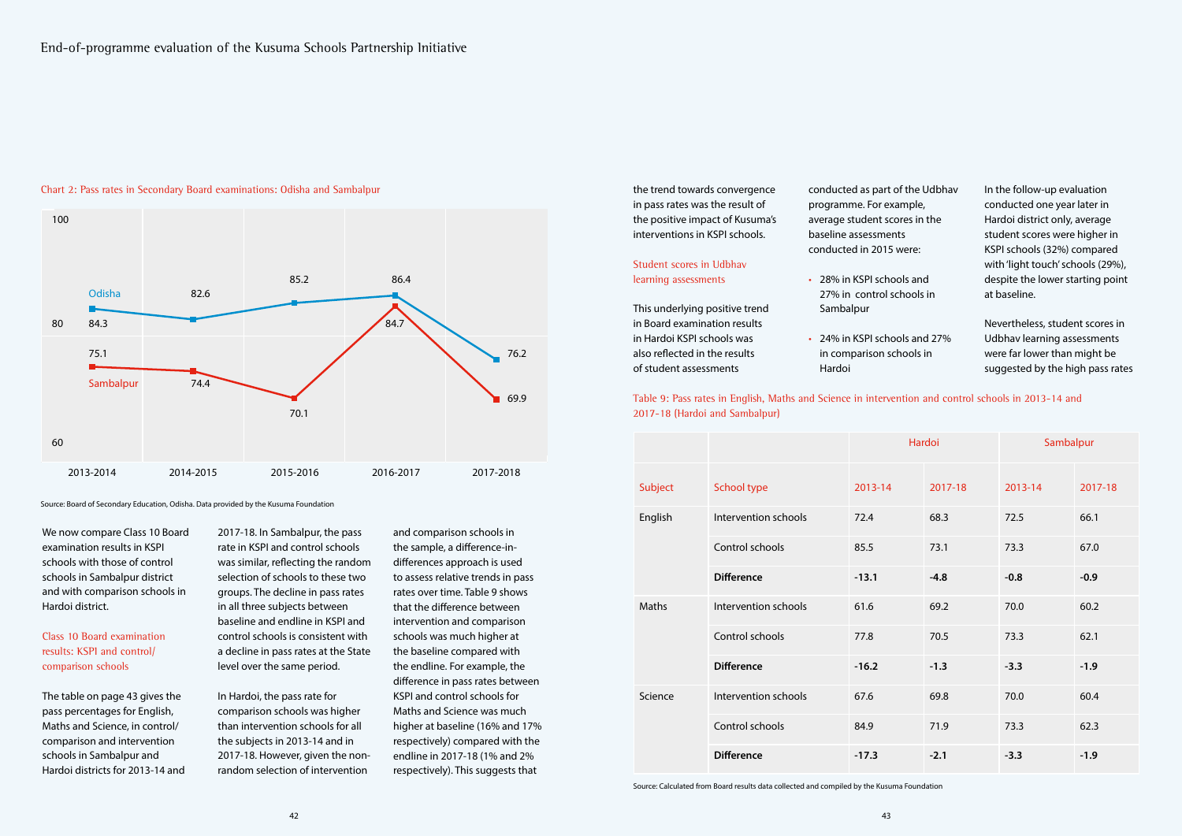Chart 2: Pass rates in Secondary Board examinations: Odisha and Sambalpur

| | 2013-2014 | 2014-2015 | 2015-2016 | 2016-2017 | 2017-2018 |
|---|---|---|---|---|---|
| Odisha | 84.3 | 82.6 | 85.2 | 86.4 | 76.2 |
| Sambalpur | 75.1 | 74.4 | 70.1 | 84.7 | 69.9 |

Source: Board of Secondary Education, Odisha. Data provided by the Kusuma Foundation

We now compare Class 10 Board examination results in KSPI schools with those of control schools in Sambalpur district and with comparison schools in Hardoi district.

### Class 10 Board examination results: KSPI and control/comparison schools

The table on page 43 gives the pass percentages for English, Maths and Science, in control/comparison and intervention schools in Sambalpur and Hardoi districts for 2013-14 and 2017-18. In Sambalpur, the pass rate in KSPI and control schools was similar, reflecting the random selection of schools to these two groups. The decline in pass rates in all three subjects between baseline and endline in KSPI and control schools is consistent with a decline in pass rates at the State level over the same period.

In Hardoi, the pass rate for comparison schools was higher than intervention schools for all the subjects in 2013-14 and in 2017-18. However, given the non-random selection of intervention and comparison schools in the sample, a difference-in-differences approach is used to assess relative trends in pass rates over time. Table 9 shows that the difference between intervention and comparison schools was much higher at the baseline compared with the endline. For example, the difference in pass rates between KSPI and control schools for Maths and Science was much higher at baseline (16% and 17% respectively) compared with the endline in 2017-18 (1% and 2% respectively). This suggests that the trend towards convergence in pass rates was the result of the positive impact of Kusuma's interventions in KSPI schools.

### Student scores in Udbhav learning assessments

This underlying positive trend in Board examination results in Hardoi KSPI schools was also reflected in the results of student assessments conducted as part of the Udbhav programme. For example, average student scores in the baseline assessments conducted in 2015 were:

- 28% in KSPI schools and 27% in control schools in Sambalpur
- 24% in KSPI schools and 27% in comparison schools in Hardoi

In the follow-up evaluation conducted one year later in Hardoi district only, average student scores were higher in KSPI schools (32%) compared with 'light touch' schools (29%), despite the lower starting point at baseline.

Nevertheless, student scores in Udbhav learning assessments were far lower than might be suggested by the high pass rates

Table 9: Pass rates in English, Maths and Science in intervention and control schools in 2013-14 and 2017-18 (Hardoi and Sambalpur)

| | | Hardoi | | Sambalpur | |
|---|---|---|---|---|---|
| Subject | School type | 2013-14 | 2017-18 | 2013-14 | 2017-18 |
| English | Intervention schools | 72.4 | 68.3 | 72.5 | 66.1 |
| | Control schools | 85.5 | 73.1 | 73.3 | 67.0 |
| | **Difference** | **-13.1** | **-4.8** | **-0.8** | **-0.9** |
| Maths | Intervention schools | 61.6 | 69.2 | 70.0 | 60.2 |
| | Control schools | 77.8 | 70.5 | 73.3 | 62.1 |
| | **Difference** | **-16.2** | **-1.3** | **-3.3** | **-1.9** |
| Science | Intervention schools | 67.6 | 69.8 | 70.0 | 60.4 |
| | Control schools | 84.9 | 71.9 | 73.3 | 62.3 |
| | **Difference** | **-17.3** | **-2.1** | **-3.3** | **-1.9** |

Source: Calculated from Board results data collected and compiled by the Kusuma Foundation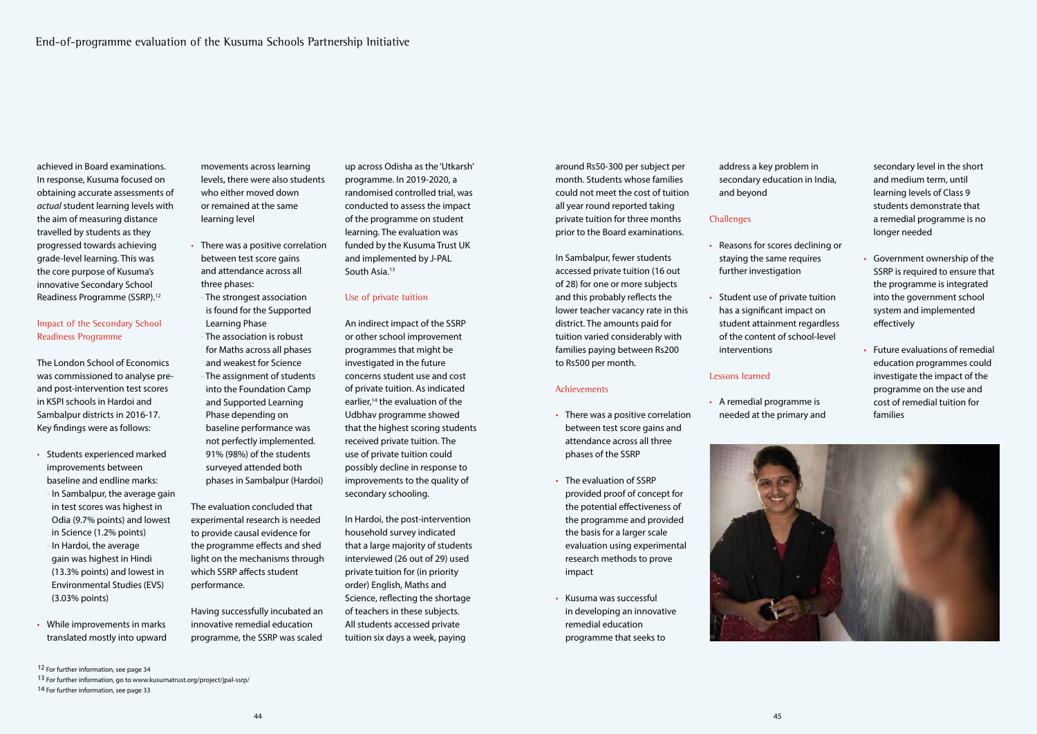achieved in Board examinations. In response, Kusuma focused on obtaining accurate assessments of *actual* student learning levels with the aim of measuring distance travelled by students as they progressed towards achieving grade-level learning. This was the core purpose of Kusuma's innovative Secondary School Readiness Programme (SSRP).[12]

### Impact of the Secondary School Readiness Programme

The London School of Economics was commissioned to analyse pre- and post-intervention test scores in KSPI schools in Hardoi and Sambalpur districts in 2016-17. Key findings were as follows:

- Students experienced marked improvements between baseline and endline marks:
  - In Sambalpur, the average gain in test scores was highest in Odia (9.7% points) and lowest in Science (1.2% points)
  - In Hardoi, the average gain was highest in Hindi (13.3% points) and lowest in Environmental Studies (EVS) (3.03% points)
- While improvements in marks translated mostly into upward movements across learning levels, there were also students who either moved down or remained at the same learning level
- There was a positive correlation between test score gains and attendance across all three phases:
  - The strongest association is found for the Supported Learning Phase
  - The association is robust for Maths across all phases and weakest for Science
  - The assignment of students into the Foundation Camp and Supported Learning Phase depending on baseline performance was not perfectly implemented. 91% (98%) of the students surveyed attended both phases in Sambalpur (Hardoi)

The evaluation concluded that experimental research is needed to provide causal evidence for the programme effects and shed light on the mechanisms through which SSRP affects student performance.

Having successfully incubated an innovative remedial education programme, the SSRP was scaled up across Odisha as the 'Utkarsh' programme. In 2019-2020, a randomised controlled trial, was conducted to assess the impact of the programme on student learning. The evaluation was funded by the Kusuma Trust UK and implemented by J-PAL South Asia.[13]

### Use of private tuition

An indirect impact of the SSRP or other school improvement programmes that might be investigated in the future concerns student use and cost of private tuition. As indicated earlier,[14] the evaluation of the Udbhav programme showed that the highest scoring students received private tuition. The use of private tuition could possibly decline in response to improvements to the quality of secondary schooling.

In Hardoi, the post-intervention household survey indicated that a large majority of students interviewed (26 out of 29) used private tuition for (in priority order) English, Maths and Science, reflecting the shortage of teachers in these subjects. All students accessed private tuition six days a week, paying around Rs50-300 per subject per month. Students whose families could not meet the cost of tuition all year round reported taking private tuition for three months prior to the Board examinations.

In Sambalpur, fewer students accessed private tuition (16 out of 28) for one or more subjects and this probably reflects the lower teacher vacancy rate in this district. The amounts paid for tuition varied considerably with families paying between Rs200 to Rs500 per month.

### Achievements

- There was a positive correlation between test score gains and attendance across all three phases of the SSRP
- The evaluation of SSRP provided proof of concept for the potential effectiveness of the programme and provided the basis for a larger scale evaluation using experimental research methods to prove impact
- Kusuma was successful in developing an innovative remedial education programme that seeks to address a key problem in secondary education in India, and beyond

### Challenges

- Reasons for scores declining or staying the same requires further investigation
- Student use of private tuition has a significant impact on student attainment regardless of the content of school-level interventions

### Lessons learned

- A remedial programme is needed at the primary and secondary level in the short and medium term, until learning levels of Class 9 students demonstrate that a remedial programme is no longer needed
- Government ownership of the SSRP is required to ensure that the programme is integrated into the government school system and implemented effectively
- Future evaluations of remedial education programmes could investigate the impact of the programme on the use and cost of remedial tuition for families

---

12 For further information, see page 34

13 For further information, go to www.kusumatrust.org/project/jpal-ssrp/

14 For further information, see page 33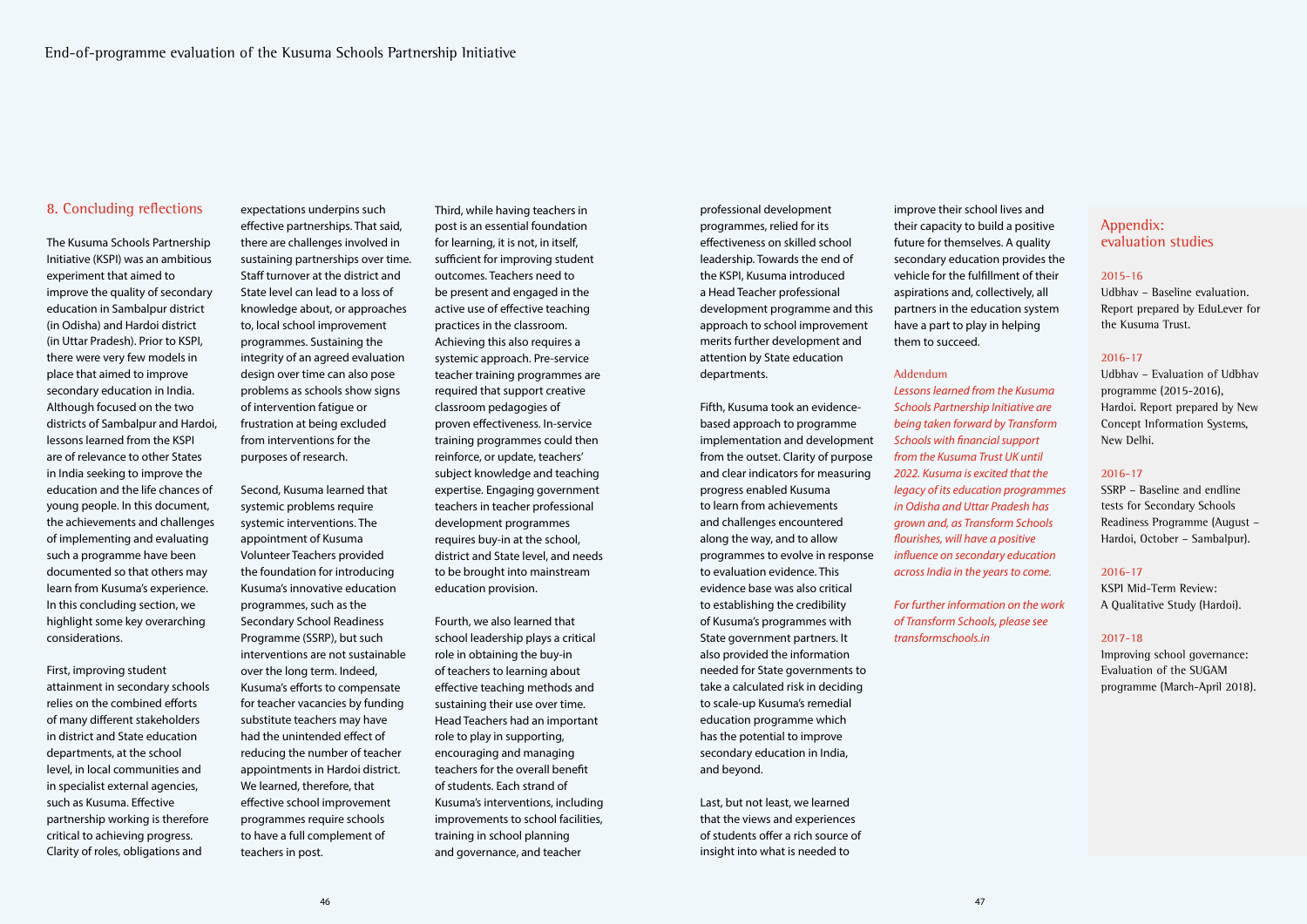## 8. Concluding reflections

The Kusuma Schools Partnership Initiative (KSPI) was an ambitious experiment that aimed to improve the quality of secondary education in Sambalpur district (in Odisha) and Hardoi district (in Uttar Pradesh). Prior to KSPI, there were very few models in place that aimed to improve secondary education in India. Although focused on the two districts of Sambalpur and Hardoi, lessons learned from the KSPI are of relevance to other States in India seeking to improve the education and the life chances of young people. In this document, the achievements and challenges of implementing and evaluating such a programme have been documented so that others may learn from Kusuma's experience. In this concluding section, we highlight some key overarching considerations.

First, improving student attainment in secondary schools relies on the combined efforts of many different stakeholders in district and State education departments, at the school level, in local communities and in specialist external agencies, such as Kusuma. Effective partnership working is therefore critical to achieving progress. Clarity of roles, obligations and expectations underpins such effective partnerships. That said, there are challenges involved in sustaining partnerships over time. Staff turnover at the district and State level can lead to a loss of knowledge about, or approaches to, local school improvement programmes. Sustaining the integrity of an agreed evaluation design over time can also pose problems as schools show signs of intervention fatigue or frustration at being excluded from interventions for the purposes of research.

Second, Kusuma learned that systemic problems require systemic interventions. The appointment of Kusuma Volunteer Teachers provided the foundation for introducing Kusuma's innovative education programmes, such as the Secondary School Readiness Programme (SSRP), but such interventions are not sustainable over the long term. Indeed, Kusuma's efforts to compensate for teacher vacancies by funding substitute teachers may have had the unintended effect of reducing the number of teacher appointments in Hardoi district. We learned, therefore, that effective school improvement programmes require schools to have a full complement of teachers in post.

Third, while having teachers in post is an essential foundation for learning, it is not, in itself, sufficient for improving student outcomes. Teachers need to be present and engaged in the active use of effective teaching practices in the classroom. Achieving this also requires a systemic approach. Pre-service teacher training programmes are required that support creative classroom pedagogies of proven effectiveness. In-service training programmes could then reinforce, or update, teachers' subject knowledge and teaching expertise. Engaging government teachers in teacher professional development programmes requires buy-in at the school, district and State level, and needs to be brought into mainstream education provision.

Fourth, we also learned that school leadership plays a critical role in obtaining the buy-in of teachers to learning about effective teaching methods and sustaining their use over time. Head Teachers had an important role to play in supporting, encouraging and managing teachers for the overall benefit of students. Each strand of Kusuma's interventions, including improvements to school facilities, training in school planning and governance, and teacher professional development programmes, relied for its effectiveness on skilled school leadership. Towards the end of the KSPI, Kusuma introduced a Head Teacher professional development programme and this approach to school improvement merits further development and attention by State education departments.

Fifth, Kusuma took an evidence-based approach to programme implementation and development from the outset. Clarity of purpose and clear indicators for measuring progress enabled Kusuma to learn from achievements and challenges encountered along the way, and to allow programmes to evolve in response to evaluation evidence. This evidence base was also critical to establishing the credibility of Kusuma's programmes with State government partners. It also provided the information needed for State governments to take a calculated risk in deciding to scale-up Kusuma's remedial education programme which has the potential to improve secondary education in India, and beyond.

Last, but not least, we learned that the views and experiences of students offer a rich source of insight into what is needed to improve their school lives and their capacity to build a positive future for themselves. A quality secondary education provides the vehicle for the fulfillment of their aspirations and, collectively, all partners in the education system have a part to play in helping them to succeed.

### Addendum

*Lessons learned from the Kusuma Schools Partnership Initiative are being taken forward by Transform Schools with financial support from the Kusuma Trust UK until 2022. Kusuma is excited that the legacy of its education programmes in Odisha and Uttar Pradesh has grown and, as Transform Schools flourishes, will have a positive influence on secondary education across India in the years to come.*

*For further information on the work of Transform Schools, please see transformschools.in*

## Appendix: evaluation studies

**2015-16**
Udbhav – Baseline evaluation. Report prepared by EduLever for the Kusuma Trust.

**2016-17**
Udbhav – Evaluation of Udbhav programme (2015-2016), Hardoi. Report prepared by New Concept Information Systems, New Delhi.

**2016-17**
SSRP – Baseline and endline tests for Secondary Schools Readiness Programme (August – Hardoi, October – Sambalpur).

**2016-17**
KSPI Mid-Term Review: A Qualitative Study (Hardoi).

**2017-18**
Improving school governance: Evaluation of the SUGAM programme (March-April 2018).